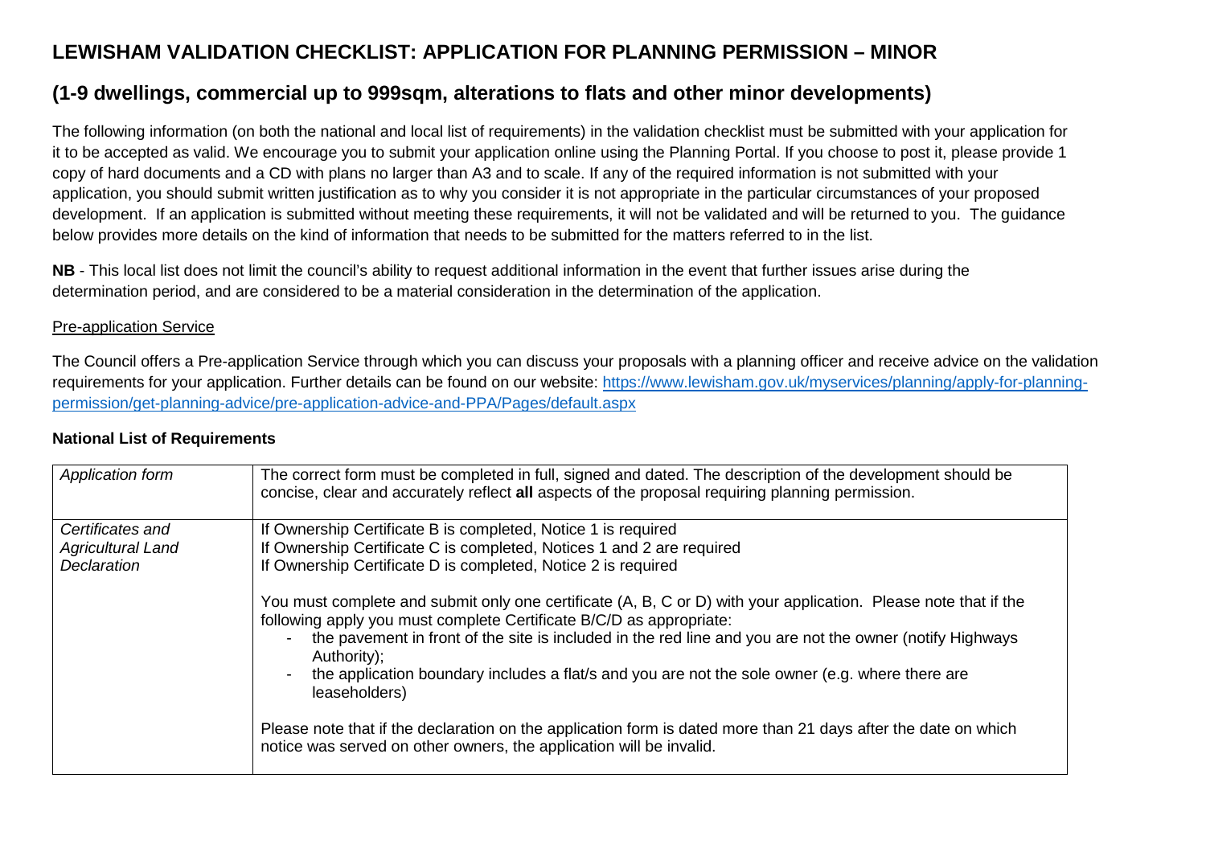# LEWISHAM VALIDATION CHECKLIST: APPLICATION FOR PLANNING PERMISSION – MINOR

## (1-9 dwellings, commercial up to 999sqm, alterations to flats and other minor developments)

The following information (on both the national and local list of requirements) in the validation checklist must be submitted with your application for it to be accepted as valid. We encourage you to submit your application online using the Planning Portal. If you choose to post it, please provide 1 copy of hard documents and a CD with plans no larger than A3 and to scale. If any of the required information is not submitted with your application, you should submit written justification as to why you consider it is not appropriate in the particular circumstances of your proposed development. If an application is submitted without meeting these requirements, it will not be validated and will be returned to you. The guidance below provides more details on the kind of information that needs to be submitted for the matters referred to in the list.

**NB** - This local list does not limit the council's ability to request additional information in the event that further issues arise during the determination period, and are considered to be a material consideration in the determination of the application.

Pre-application Service

The Council offers a Pre-application Service through which you can discuss your proposals with a planning officer and receive advice on the validation requirements for your application. Further details can be found on our website: https://www.lewisham.gov.uk/myservices/planning/apply-for-planning-permission/get-planning-advice/pre-application-advice-and-PPA/Pages/default.aspx

**National List of Requirements**

| | |
|---|---|
| *Application form* | The correct form must be completed in full, signed and dated. The description of the development should be concise, clear and accurately reflect **all** aspects of the proposal requiring planning permission. |
| *Certificates and Agricultural Land Declaration* | If Ownership Certificate B is completed, Notice 1 is required<br>If Ownership Certificate C is completed, Notices 1 and 2 are required<br>If Ownership Certificate D is completed, Notice 2 is required<br><br>You must complete and submit only one certificate (A, B, C or D) with your application. Please note that if the following apply you must complete Certificate B/C/D as appropriate:<br>- the pavement in front of the site is included in the red line and you are not the owner (notify Highways Authority);<br>- the application boundary includes a flat/s and you are not the sole owner (e.g. where there are leaseholders)<br><br>Please note that if the declaration on the application form is dated more than 21 days after the date on which notice was served on other owners, the application will be invalid. |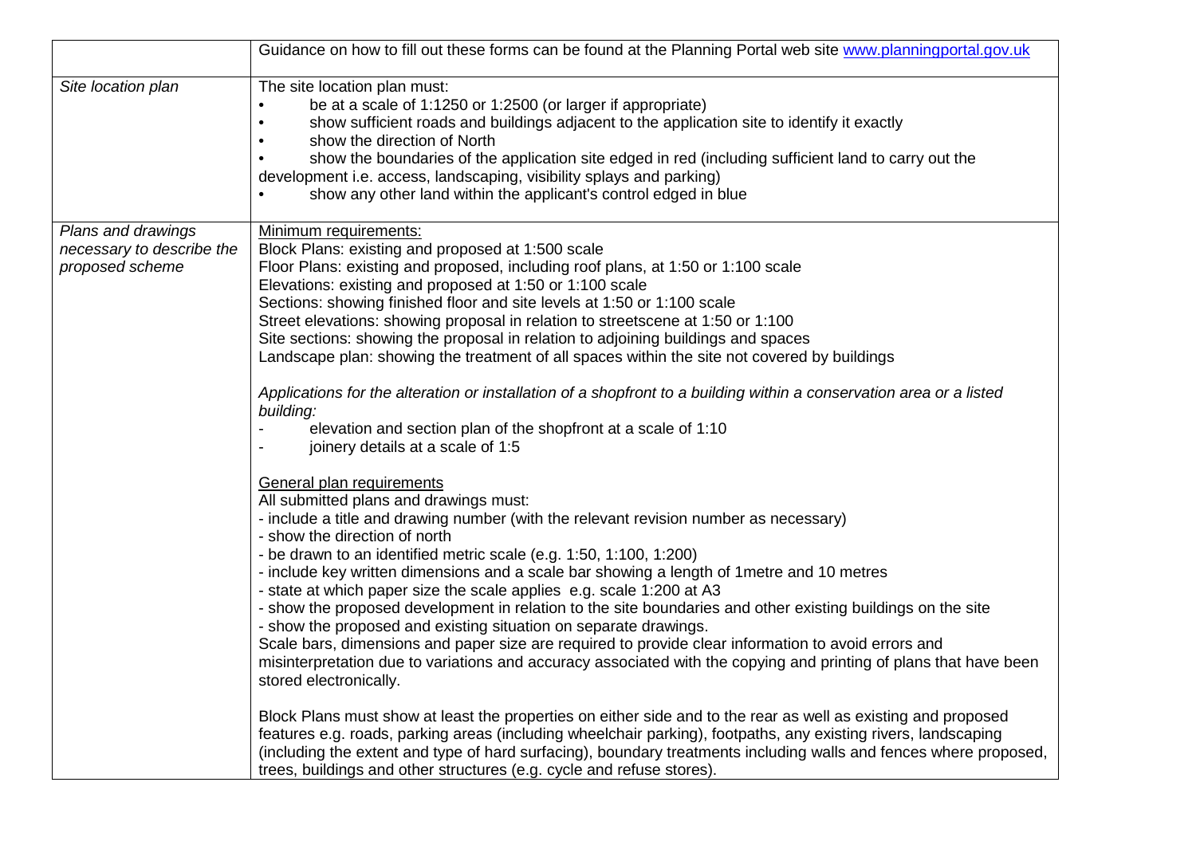| | Guidance on how to fill out these forms can be found at the Planning Portal web site www.planningportal.gov.uk |
|---|---|
| *Site location plan* | The site location plan must:<br>• be at a scale of 1:1250 or 1:2500 (or larger if appropriate)<br>• show sufficient roads and buildings adjacent to the application site to identify it exactly<br>• show the direction of North<br>• show the boundaries of the application site edged in red (including sufficient land to carry out the development i.e. access, landscaping, visibility splays and parking)<br>• show any other land within the applicant's control edged in blue |
| *Plans and drawings necessary to describe the proposed scheme* | Minimum requirements:<br>Block Plans: existing and proposed at 1:500 scale<br>Floor Plans: existing and proposed, including roof plans, at 1:50 or 1:100 scale<br>Elevations: existing and proposed at 1:50 or 1:100 scale<br>Sections: showing finished floor and site levels at 1:50 or 1:100 scale<br>Street elevations: showing proposal in relation to streetscene at 1:50 or 1:100<br>Site sections: showing the proposal in relation to adjoining buildings and spaces<br>Landscape plan: showing the treatment of all spaces within the site not covered by buildings<br><br>*Applications for the alteration or installation of a shopfront to a building within a conservation area or a listed building:*<br>- elevation and section plan of the shopfront at a scale of 1:10<br>- joinery details at a scale of 1:5<br><br>General plan requirements<br>All submitted plans and drawings must:<br>- include a title and drawing number (with the relevant revision number as necessary)<br>- show the direction of north<br>- be drawn to an identified metric scale (e.g. 1:50, 1:100, 1:200)<br>- include key written dimensions and a scale bar showing a length of 1metre and 10 metres<br>- state at which paper size the scale applies e.g. scale 1:200 at A3<br>- show the proposed development in relation to the site boundaries and other existing buildings on the site<br>- show the proposed and existing situation on separate drawings.<br>Scale bars, dimensions and paper size are required to provide clear information to avoid errors and misinterpretation due to variations and accuracy associated with the copying and printing of plans that have been stored electronically.<br><br>Block Plans must show at least the properties on either side and to the rear as well as existing and proposed features e.g. roads, parking areas (including wheelchair parking), footpaths, any existing rivers, landscaping (including the extent and type of hard surfacing), boundary treatments including walls and fences where proposed, trees, buildings and other structures (e.g. cycle and refuse stores). |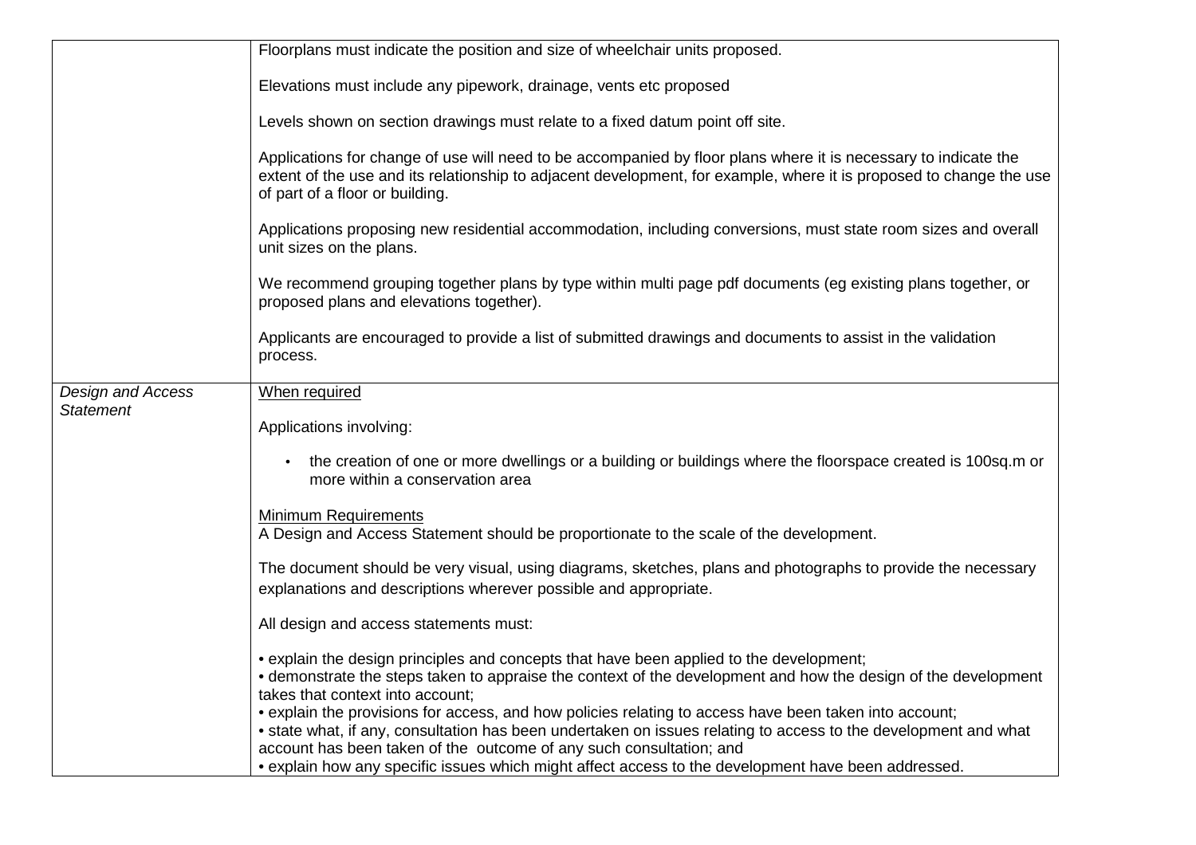| | |
|---|---|
| | Floorplans must indicate the position and size of wheelchair units proposed.<br><br>Elevations must include any pipework, drainage, vents etc proposed<br><br>Levels shown on section drawings must relate to a fixed datum point off site.<br><br>Applications for change of use will need to be accompanied by floor plans where it is necessary to indicate the extent of the use and its relationship to adjacent development, for example, where it is proposed to change the use of part of a floor or building.<br><br>Applications proposing new residential accommodation, including conversions, must state room sizes and overall unit sizes on the plans.<br><br>We recommend grouping together plans by type within multi page pdf documents (eg existing plans together, or proposed plans and elevations together).<br><br>Applicants are encouraged to provide a list of submitted drawings and documents to assist in the validation process. |
| *Design and Access Statement* | <u>When required</u><br><br>Applications involving:<br><br>• the creation of one or more dwellings or a building or buildings where the floorspace created is 100sq.m or more within a conservation area<br><br><u>Minimum Requirements</u><br>A Design and Access Statement should be proportionate to the scale of the development.<br><br>The document should be very visual, using diagrams, sketches, plans and photographs to provide the necessary explanations and descriptions wherever possible and appropriate.<br><br>All design and access statements must:<br><br>• explain the design principles and concepts that have been applied to the development;<br>• demonstrate the steps taken to appraise the context of the development and how the design of the development takes that context into account;<br>• explain the provisions for access, and how policies relating to access have been taken into account;<br>• state what, if any, consultation has been undertaken on issues relating to access to the development and what account has been taken of the outcome of any such consultation; and<br>• explain how any specific issues which might affect access to the development have been addressed. |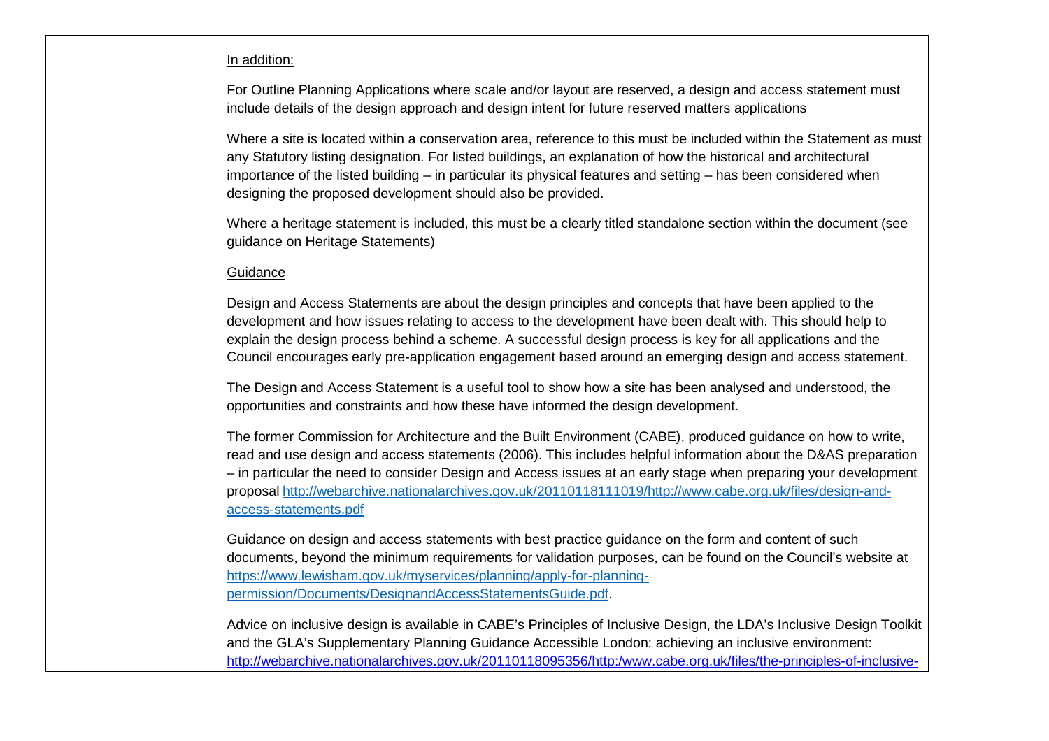| | In addition:<br><br>For Outline Planning Applications where scale and/or layout are reserved, a design and access statement must include details of the design approach and design intent for future reserved matters applications<br><br>Where a site is located within a conservation area, reference to this must be included within the Statement as must any Statutory listing designation. For listed buildings, an explanation of how the historical and architectural importance of the listed building – in particular its physical features and setting – has been considered when designing the proposed development should also be provided.<br><br>Where a heritage statement is included, this must be a clearly titled standalone section within the document (see guidance on Heritage Statements)<br><br>Guidance<br><br>Design and Access Statements are about the design principles and concepts that have been applied to the development and how issues relating to access to the development have been dealt with. This should help to explain the design process behind a scheme. A successful design process is key for all applications and the Council encourages early pre-application engagement based around an emerging design and access statement.<br><br>The Design and Access Statement is a useful tool to show how a site has been analysed and understood, the opportunities and constraints and how these have informed the design development.<br><br>The former Commission for Architecture and the Built Environment (CABE), produced guidance on how to write, read and use design and access statements (2006). This includes helpful information about the D&AS preparation – in particular the need to consider Design and Access issues at an early stage when preparing your development proposal http://webarchive.nationalarchives.gov.uk/20110118111019/http://www.cabe.org.uk/files/design-and-access-statements.pdf<br><br>Guidance on design and access statements with best practice guidance on the form and content of such documents, beyond the minimum requirements for validation purposes, can be found on the Council's website at https://www.lewisham.gov.uk/myservices/planning/apply-for-planning-permission/Documents/DesignandAccessStatementsGuide.pdf.<br><br>Advice on inclusive design is available in CABE's Principles of Inclusive Design, the LDA's Inclusive Design Toolkit and the GLA's Supplementary Planning Guidance Accessible London: achieving an inclusive environment: http://webarchive.nationalarchives.gov.uk/20110118095356/http:/www.cabe.org.uk/files/the-principles-of-inclusive- |
|---|---|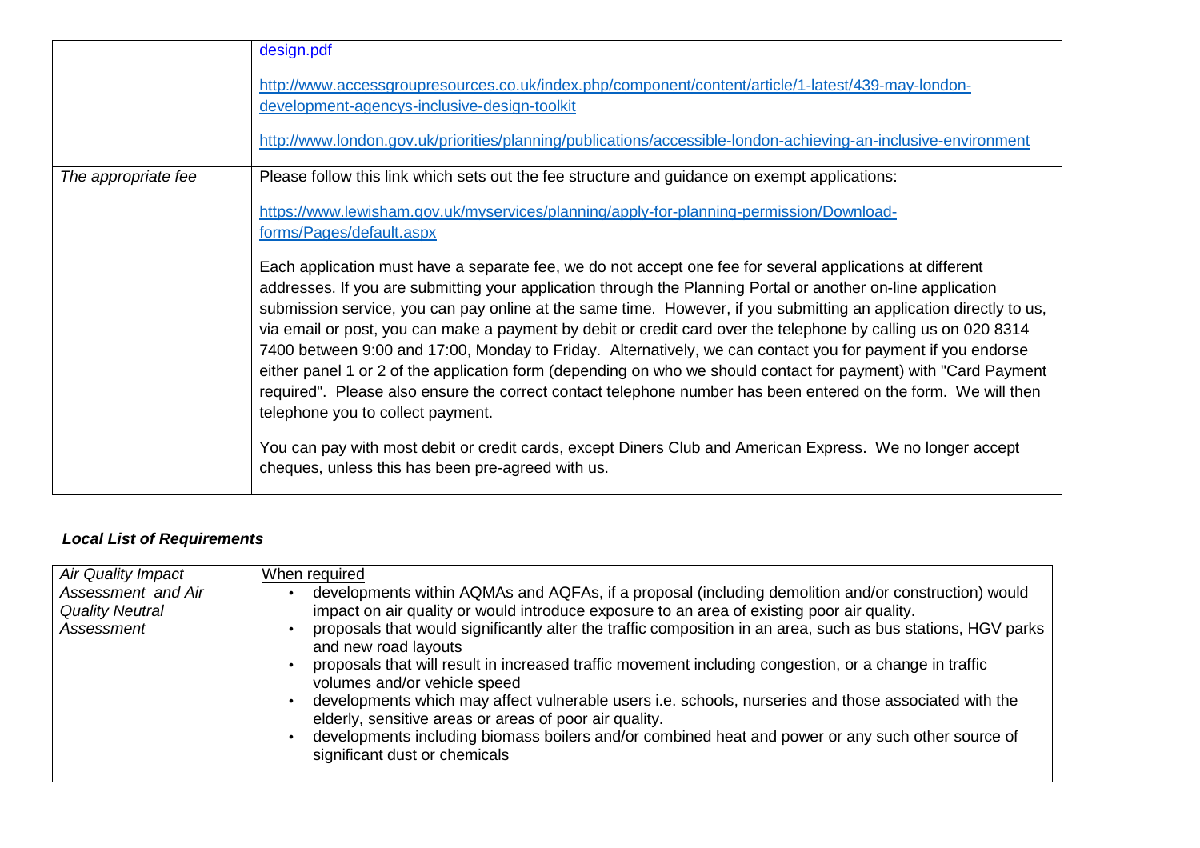| | |
|---|---|
| | design.pdf<br><br>http://www.accessgroupresources.co.uk/index.php/component/content/article/1-latest/439-may-london-development-agencys-inclusive-design-toolkit<br><br>http://www.london.gov.uk/priorities/planning/publications/accessible-london-achieving-an-inclusive-environment |
| *The appropriate fee* | Please follow this link which sets out the fee structure and guidance on exempt applications:<br><br>https://www.lewisham.gov.uk/myservices/planning/apply-for-planning-permission/Download-forms/Pages/default.aspx<br><br>Each application must have a separate fee, we do not accept one fee for several applications at different addresses. If you are submitting your application through the Planning Portal or another on-line application submission service, you can pay online at the same time. However, if you submitting an application directly to us, via email or post, you can make a payment by debit or credit card over the telephone by calling us on 020 8314 7400 between 9:00 and 17:00, Monday to Friday. Alternatively, we can contact you for payment if you endorse either panel 1 or 2 of the application form (depending on who we should contact for payment) with "Card Payment required". Please also ensure the correct contact telephone number has been entered on the form. We will then telephone you to collect payment.<br><br>You can pay with most debit or credit cards, except Diners Club and American Express. We no longer accept cheques, unless this has been pre-agreed with us. |

***Local List of Requirements***

| | |
|---|---|
| *Air Quality Impact Assessment and Air Quality Neutral Assessment* | When required<br>• developments within AQMAs and AQFAs, if a proposal (including demolition and/or construction) would impact on air quality or would introduce exposure to an area of existing poor air quality.<br>• proposals that would significantly alter the traffic composition in an area, such as bus stations, HGV parks and new road layouts<br>• proposals that will result in increased traffic movement including congestion, or a change in traffic volumes and/or vehicle speed<br>• developments which may affect vulnerable users i.e. schools, nurseries and those associated with the elderly, sensitive areas or areas of poor air quality.<br>• developments including biomass boilers and/or combined heat and power or any such other source of significant dust or chemicals |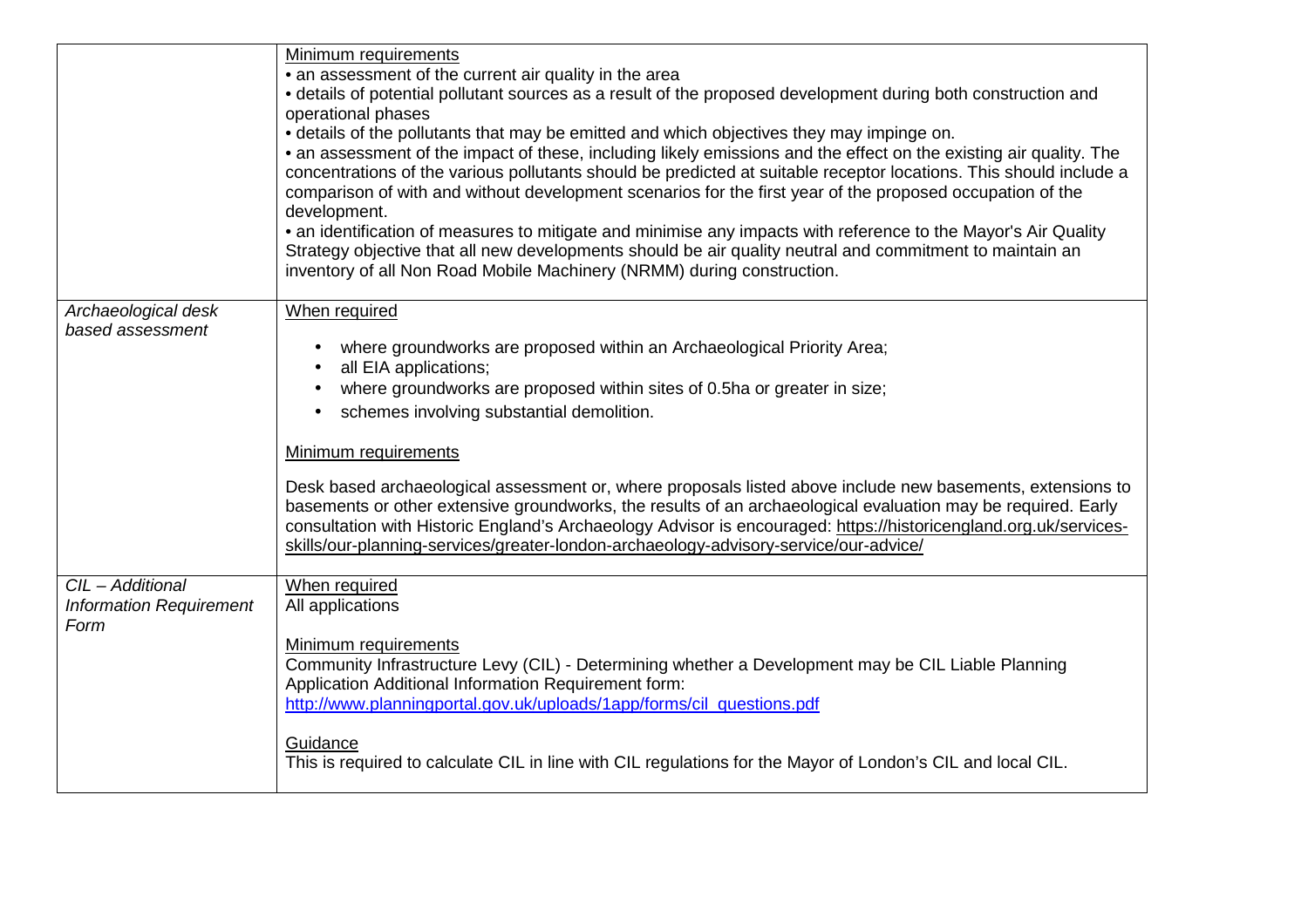| | |
|---|---|
| | Minimum requirements<br>• an assessment of the current air quality in the area<br>• details of potential pollutant sources as a result of the proposed development during both construction and operational phases<br>• details of the pollutants that may be emitted and which objectives they may impinge on.<br>• an assessment of the impact of these, including likely emissions and the effect on the existing air quality. The concentrations of the various pollutants should be predicted at suitable receptor locations. This should include a comparison of with and without development scenarios for the first year of the proposed occupation of the development.<br>• an identification of measures to mitigate and minimise any impacts with reference to the Mayor's Air Quality Strategy objective that all new developments should be air quality neutral and commitment to maintain an inventory of all Non Road Mobile Machinery (NRMM) during construction. |
| *Archaeological desk based assessment* | When required<br>• where groundworks are proposed within an Archaeological Priority Area;<br>• all EIA applications;<br>• where groundworks are proposed within sites of 0.5ha or greater in size;<br>• schemes involving substantial demolition.<br><br>Minimum requirements<br><br>Desk based archaeological assessment or, where proposals listed above include new basements, extensions to basements or other extensive groundworks, the results of an archaeological evaluation may be required. Early consultation with Historic England's Archaeology Advisor is encouraged: https://historicengland.org.uk/services-skills/our-planning-services/greater-london-archaeology-advisory-service/our-advice/ |
| *CIL – Additional Information Requirement Form* | When required<br>All applications<br><br>Minimum requirements<br>Community Infrastructure Levy (CIL) - Determining whether a Development may be CIL Liable Planning Application Additional Information Requirement form:<br>http://www.planningportal.gov.uk/uploads/1app/forms/cil_questions.pdf<br><br>Guidance<br>This is required to calculate CIL in line with CIL regulations for the Mayor of London's CIL and local CIL. |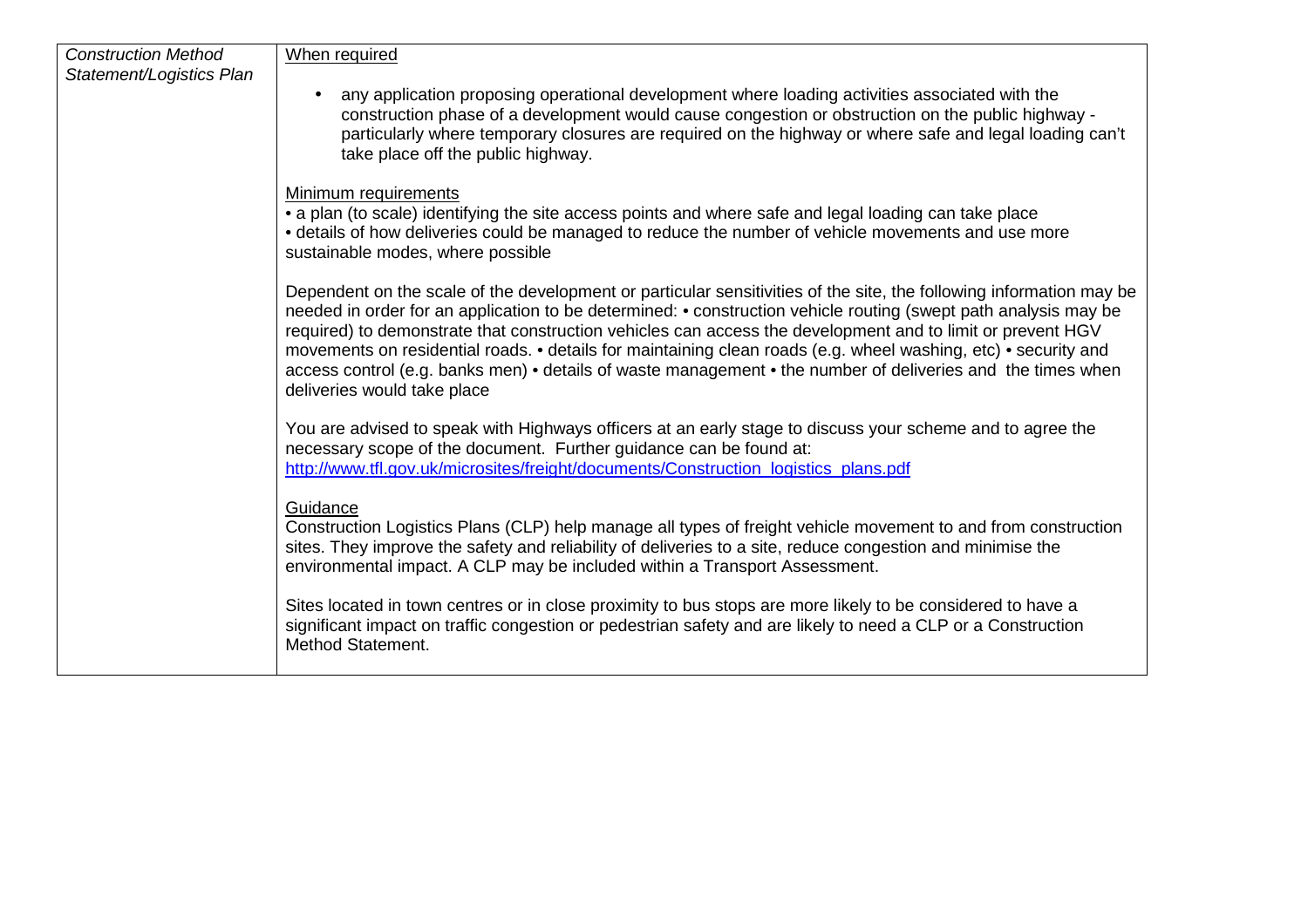| *Construction Method Statement/Logistics Plan* | <u>When required</u><br><br>• any application proposing operational development where loading activities associated with the construction phase of a development would cause congestion or obstruction on the public highway - particularly where temporary closures are required on the highway or where safe and legal loading can't take place off the public highway.<br><br><u>Minimum requirements</u><br>• a plan (to scale) identifying the site access points and where safe and legal loading can take place<br>• details of how deliveries could be managed to reduce the number of vehicle movements and use more sustainable modes, where possible<br><br>Dependent on the scale of the development or particular sensitivities of the site, the following information may be needed in order for an application to be determined: • construction vehicle routing (swept path analysis may be required) to demonstrate that construction vehicles can access the development and to limit or prevent HGV movements on residential roads. • details for maintaining clean roads (e.g. wheel washing, etc) • security and access control (e.g. banks men) • details of waste management • the number of deliveries and the times when deliveries would take place<br><br>You are advised to speak with Highways officers at an early stage to discuss your scheme and to agree the necessary scope of the document. Further guidance can be found at:<br>http://www.tfl.gov.uk/microsites/freight/documents/Construction_logistics_plans.pdf<br><br><u>Guidance</u><br>Construction Logistics Plans (CLP) help manage all types of freight vehicle movement to and from construction sites. They improve the safety and reliability of deliveries to a site, reduce congestion and minimise the environmental impact. A CLP may be included within a Transport Assessment.<br><br>Sites located in town centres or in close proximity to bus stops are more likely to be considered to have a significant impact on traffic congestion or pedestrian safety and are likely to need a CLP or a Construction Method Statement. |
|---|---|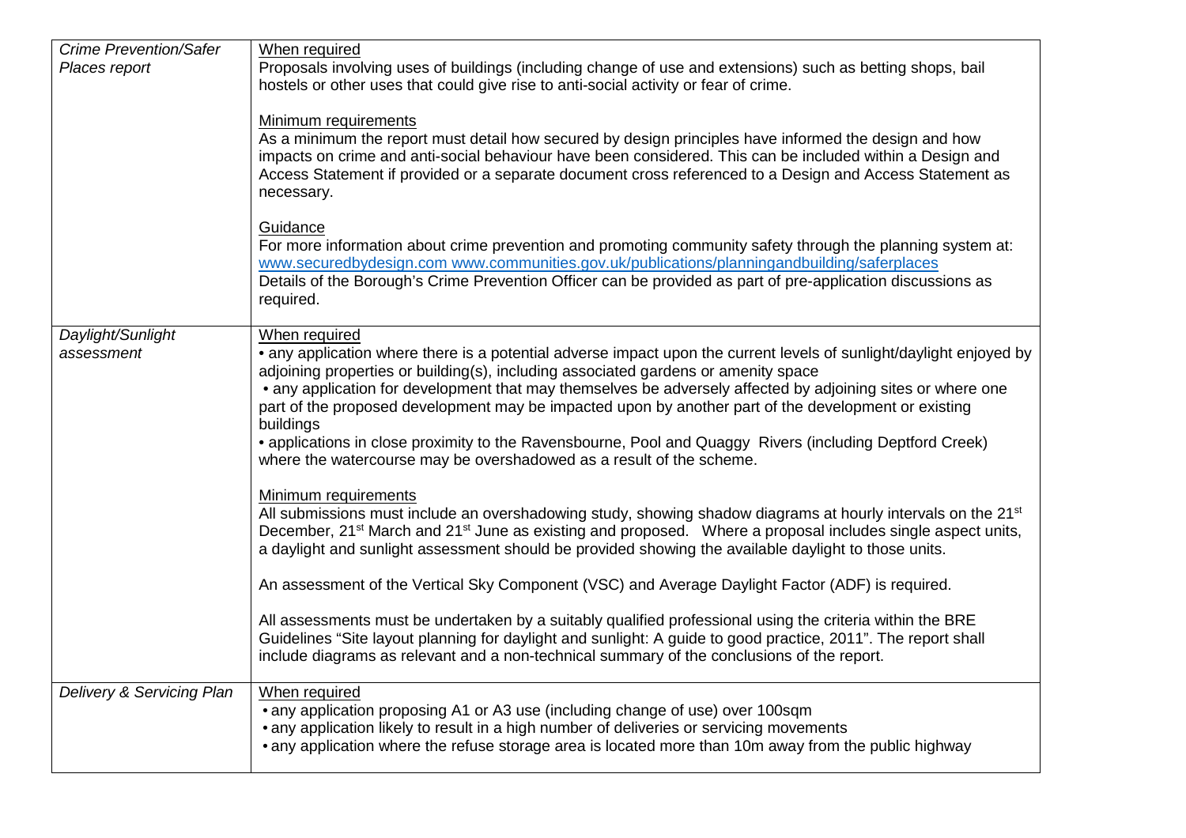| | |
|---|---|
| *Crime Prevention/Safer Places report* | When required<br>Proposals involving uses of buildings (including change of use and extensions) such as betting shops, bail hostels or other uses that could give rise to anti-social activity or fear of crime.<br><br>Minimum requirements<br>As a minimum the report must detail how secured by design principles have informed the design and how impacts on crime and anti-social behaviour have been considered. This can be included within a Design and Access Statement if provided or a separate document cross referenced to a Design and Access Statement as necessary.<br><br>Guidance<br>For more information about crime prevention and promoting community safety through the planning system at: www.securedbydesign.com www.communities.gov.uk/publications/planningandbuilding/saferplaces<br>Details of the Borough's Crime Prevention Officer can be provided as part of pre-application discussions as required. |
| *Daylight/Sunlight assessment* | When required<br>• any application where there is a potential adverse impact upon the current levels of sunlight/daylight enjoyed by adjoining properties or building(s), including associated gardens or amenity space<br>• any application for development that may themselves be adversely affected by adjoining sites or where one part of the proposed development may be impacted upon by another part of the development or existing buildings<br>• applications in close proximity to the Ravensbourne, Pool and Quaggy Rivers (including Deptford Creek) where the watercourse may be overshadowed as a result of the scheme.<br><br>Minimum requirements<br>All submissions must include an overshadowing study, showing shadow diagrams at hourly intervals on the 21st December, 21st March and 21st June as existing and proposed. Where a proposal includes single aspect units, a daylight and sunlight assessment should be provided showing the available daylight to those units.<br><br>An assessment of the Vertical Sky Component (VSC) and Average Daylight Factor (ADF) is required.<br><br>All assessments must be undertaken by a suitably qualified professional using the criteria within the BRE Guidelines "Site layout planning for daylight and sunlight: A guide to good practice, 2011". The report shall include diagrams as relevant and a non-technical summary of the conclusions of the report. |
| *Delivery & Servicing Plan* | When required<br>• any application proposing A1 or A3 use (including change of use) over 100sqm<br>• any application likely to result in a high number of deliveries or servicing movements<br>• any application where the refuse storage area is located more than 10m away from the public highway |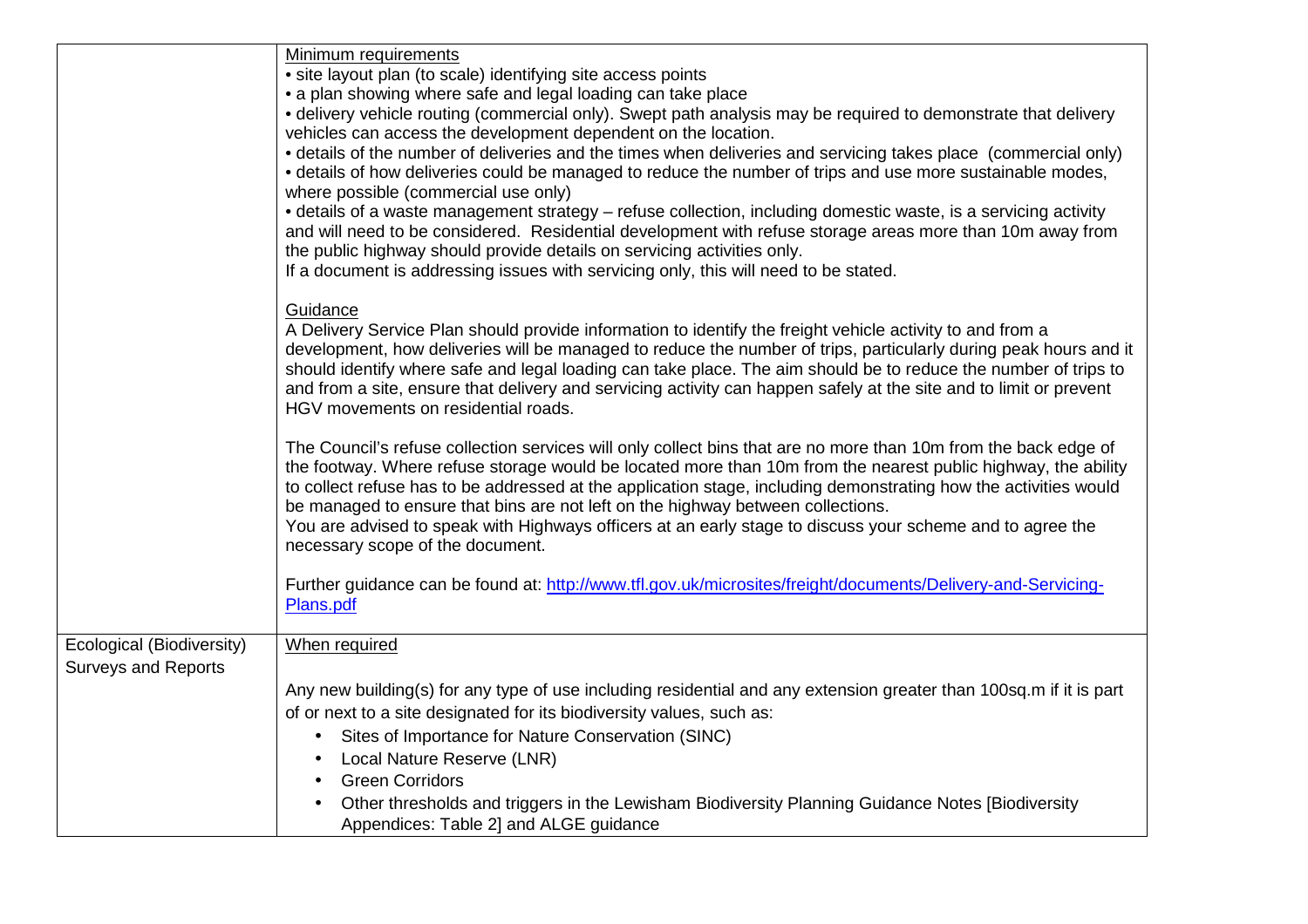| | |
|---|---|
| | <u>Minimum requirements</u><br>• site layout plan (to scale) identifying site access points<br>• a plan showing where safe and legal loading can take place<br>• delivery vehicle routing (commercial only). Swept path analysis may be required to demonstrate that delivery vehicles can access the development dependent on the location.<br>• details of the number of deliveries and the times when deliveries and servicing takes place (commercial only)<br>• details of how deliveries could be managed to reduce the number of trips and use more sustainable modes, where possible (commercial use only)<br>• details of a waste management strategy – refuse collection, including domestic waste, is a servicing activity and will need to be considered. Residential development with refuse storage areas more than 10m away from the public highway should provide details on servicing activities only.<br>If a document is addressing issues with servicing only, this will need to be stated.<br><br><u>Guidance</u><br>A Delivery Service Plan should provide information to identify the freight vehicle activity to and from a development, how deliveries will be managed to reduce the number of trips, particularly during peak hours and it should identify where safe and legal loading can take place. The aim should be to reduce the number of trips to and from a site, ensure that delivery and servicing activity can happen safely at the site and to limit or prevent HGV movements on residential roads.<br><br>The Council's refuse collection services will only collect bins that are no more than 10m from the back edge of the footway. Where refuse storage would be located more than 10m from the nearest public highway, the ability to collect refuse has to be addressed at the application stage, including demonstrating how the activities would be managed to ensure that bins are not left on the highway between collections.<br>You are advised to speak with Highways officers at an early stage to discuss your scheme and to agree the necessary scope of the document.<br><br>Further guidance can be found at: [http://www.tfl.gov.uk/microsites/freight/documents/Delivery-and-Servicing-Plans.pdf](http://www.tfl.gov.uk/microsites/freight/documents/Delivery-and-Servicing-Plans.pdf) |
| Ecological (Biodiversity) Surveys and Reports | <u>When required</u><br><br>Any new building(s) for any type of use including residential and any extension greater than 100sq.m if it is part of or next to a site designated for its biodiversity values, such as:<br>• Sites of Importance for Nature Conservation (SINC)<br>• Local Nature Reserve (LNR)<br>• Green Corridors<br>• Other thresholds and triggers in the Lewisham Biodiversity Planning Guidance Notes [Biodiversity Appendices: Table 2] and ALGE guidance |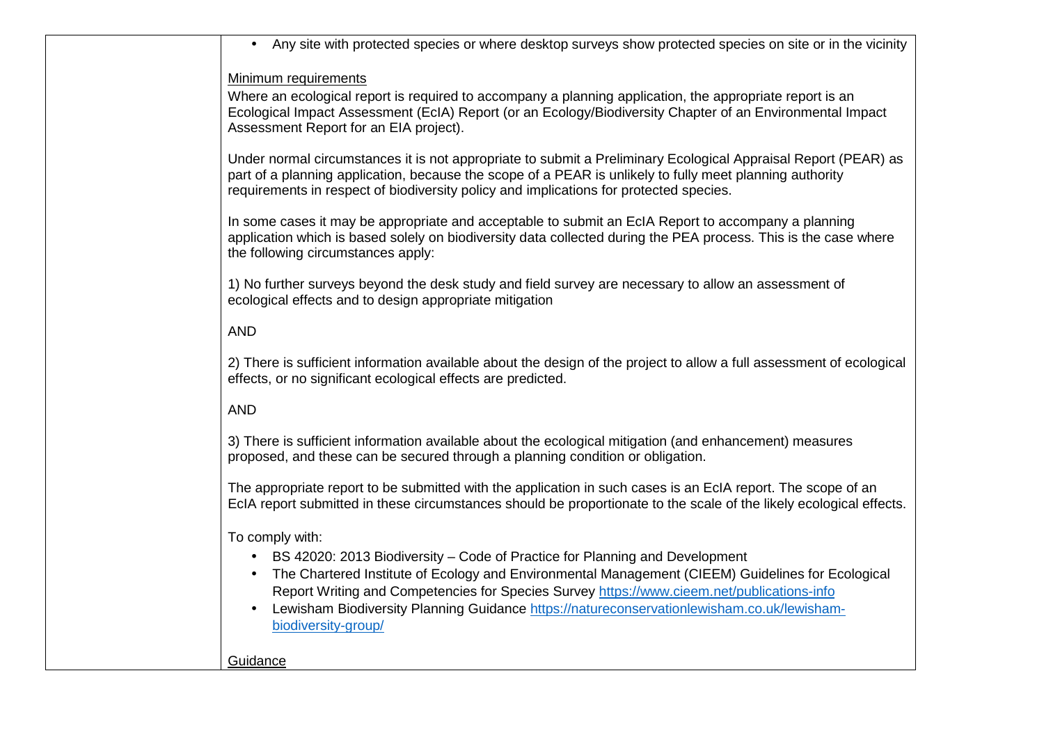| | • Any site with protected species or where desktop surveys show protected species on site or in the vicinity<br><br><u>Minimum requirements</u><br>Where an ecological report is required to accompany a planning application, the appropriate report is an Ecological Impact Assessment (EcIA) Report (or an Ecology/Biodiversity Chapter of an Environmental Impact Assessment Report for an EIA project).<br><br>Under normal circumstances it is not appropriate to submit a Preliminary Ecological Appraisal Report (PEAR) as part of a planning application, because the scope of a PEAR is unlikely to fully meet planning authority requirements in respect of biodiversity policy and implications for protected species.<br><br>In some cases it may be appropriate and acceptable to submit an EcIA Report to accompany a planning application which is based solely on biodiversity data collected during the PEA process. This is the case where the following circumstances apply:<br><br>1) No further surveys beyond the desk study and field survey are necessary to allow an assessment of ecological effects and to design appropriate mitigation<br><br>AND<br><br>2) There is sufficient information available about the design of the project to allow a full assessment of ecological effects, or no significant ecological effects are predicted.<br><br>AND<br><br>3) There is sufficient information available about the ecological mitigation (and enhancement) measures proposed, and these can be secured through a planning condition or obligation.<br><br>The appropriate report to be submitted with the application in such cases is an EcIA report. The scope of an EcIA report submitted in these circumstances should be proportionate to the scale of the likely ecological effects.<br><br>To comply with:<br>• BS 42020: 2013 Biodiversity – Code of Practice for Planning and Development<br>• The Chartered Institute of Ecology and Environmental Management (CIEEM) Guidelines for Ecological Report Writing and Competencies for Species Survey https://www.cieem.net/publications-info<br>• Lewisham Biodiversity Planning Guidance https://natureconservationlewisham.co.uk/lewisham-biodiversity-group/<br><br><u>Guidance</u> |
|---|---|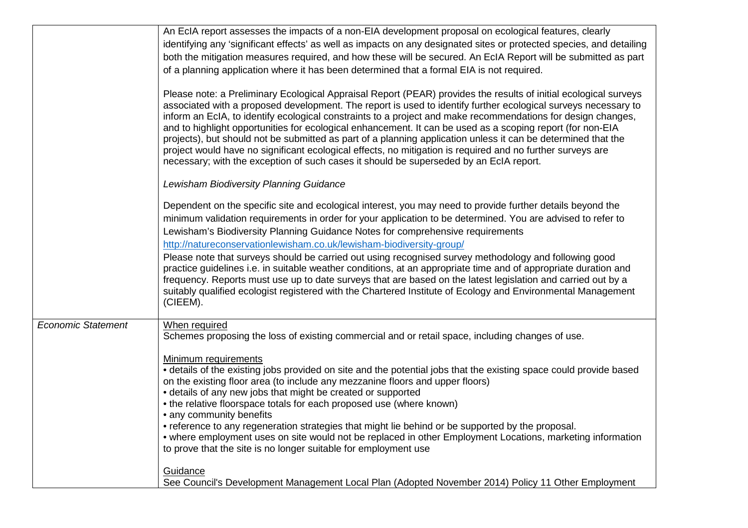| | |
|---|---|
| | An EcIA report assesses the impacts of a non-EIA development proposal on ecological features, clearly identifying any 'significant effects' as well as impacts on any designated sites or protected species, and detailing both the mitigation measures required, and how these will be secured. An EcIA Report will be submitted as part of a planning application where it has been determined that a formal EIA is not required.<br><br>Please note: a Preliminary Ecological Appraisal Report (PEAR) provides the results of initial ecological surveys associated with a proposed development. The report is used to identify further ecological surveys necessary to inform an EcIA, to identify ecological constraints to a project and make recommendations for design changes, and to highlight opportunities for ecological enhancement. It can be used as a scoping report (for non-EIA projects), but should not be submitted as part of a planning application unless it can be determined that the project would have no significant ecological effects, no mitigation is required and no further surveys are necessary; with the exception of such cases it should be superseded by an EcIA report.<br><br>*Lewisham Biodiversity Planning Guidance*<br><br>Dependent on the specific site and ecological interest, you may need to provide further details beyond the minimum validation requirements in order for your application to be determined. You are advised to refer to Lewisham's Biodiversity Planning Guidance Notes for comprehensive requirements<br>[http://natureconservationlewisham.co.uk/lewisham-biodiversity-group/](http://natureconservationlewisham.co.uk/lewisham-biodiversity-group/)<br>Please note that surveys should be carried out using recognised survey methodology and following good practice guidelines i.e. in suitable weather conditions, at an appropriate time and of appropriate duration and frequency. Reports must use up to date surveys that are based on the latest legislation and carried out by a suitably qualified ecologist registered with the Chartered Institute of Ecology and Environmental Management (CIEEM). |
| *Economic Statement* | <u>When required</u><br>Schemes proposing the loss of existing commercial and or retail space, including changes of use.<br><br><u>Minimum requirements</u><br>• details of the existing jobs provided on site and the potential jobs that the existing space could provide based on the existing floor area (to include any mezzanine floors and upper floors)<br>• details of any new jobs that might be created or supported<br>• the relative floorspace totals for each proposed use (where known)<br>• any community benefits<br>• reference to any regeneration strategies that might lie behind or be supported by the proposal.<br>• where employment uses on site would not be replaced in other Employment Locations, marketing information to prove that the site is no longer suitable for employment use<br><br><u>Guidance</u><br>See Council's Development Management Local Plan (Adopted November 2014) Policy 11 Other Employment |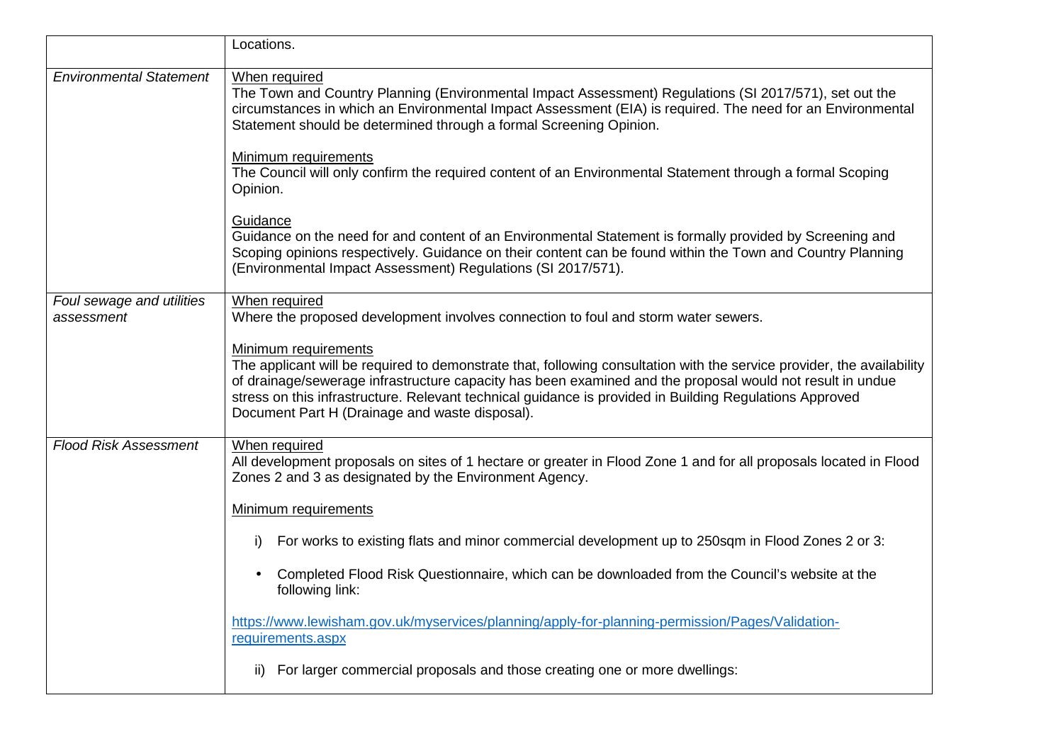| | |
|---|---|
| | Locations. |
| *Environmental Statement* | When required<br>The Town and Country Planning (Environmental Impact Assessment) Regulations (SI 2017/571), set out the circumstances in which an Environmental Impact Assessment (EIA) is required. The need for an Environmental Statement should be determined through a formal Screening Opinion.<br><br>Minimum requirements<br>The Council will only confirm the required content of an Environmental Statement through a formal Scoping Opinion.<br><br>Guidance<br>Guidance on the need for and content of an Environmental Statement is formally provided by Screening and Scoping opinions respectively. Guidance on their content can be found within the Town and Country Planning (Environmental Impact Assessment) Regulations (SI 2017/571). |
| *Foul sewage and utilities assessment* | When required<br>Where the proposed development involves connection to foul and storm water sewers.<br><br>Minimum requirements<br>The applicant will be required to demonstrate that, following consultation with the service provider, the availability of drainage/sewerage infrastructure capacity has been examined and the proposal would not result in undue stress on this infrastructure. Relevant technical guidance is provided in Building Regulations Approved Document Part H (Drainage and waste disposal). |
| *Flood Risk Assessment* | When required<br>All development proposals on sites of 1 hectare or greater in Flood Zone 1 and for all proposals located in Flood Zones 2 and 3 as designated by the Environment Agency.<br><br>Minimum requirements<br><br>i) For works to existing flats and minor commercial development up to 250sqm in Flood Zones 2 or 3:<br><br>• Completed Flood Risk Questionnaire, which can be downloaded from the Council's website at the following link:<br><br>https://www.lewisham.gov.uk/myservices/planning/apply-for-planning-permission/Pages/Validation-requirements.aspx<br><br>ii) For larger commercial proposals and those creating one or more dwellings: |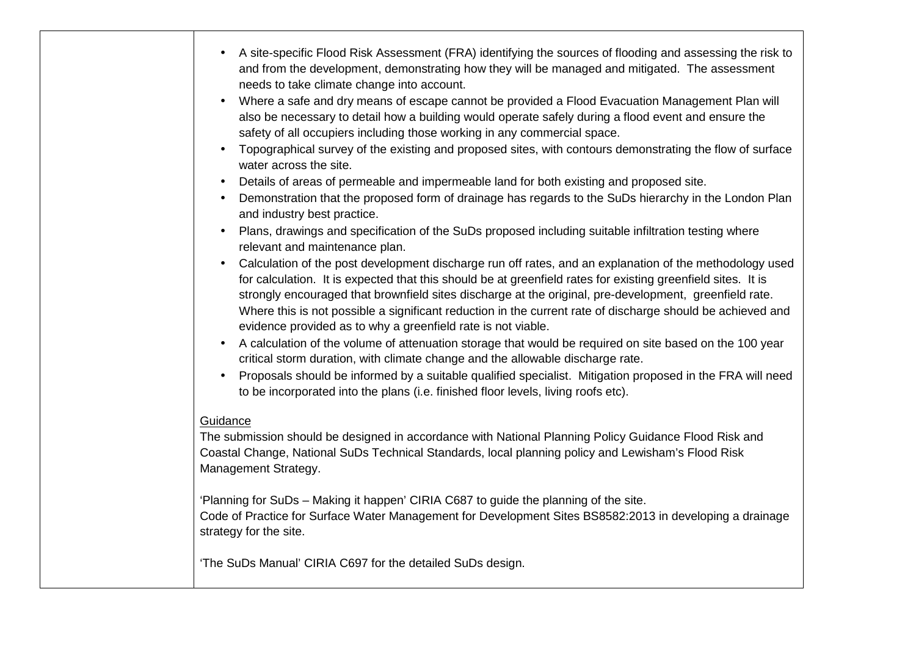| | |
|---|---|
| | • A site-specific Flood Risk Assessment (FRA) identifying the sources of flooding and assessing the risk to and from the development, demonstrating how they will be managed and mitigated. The assessment needs to take climate change into account.<br>• Where a safe and dry means of escape cannot be provided a Flood Evacuation Management Plan will also be necessary to detail how a building would operate safely during a flood event and ensure the safety of all occupiers including those working in any commercial space.<br>• Topographical survey of the existing and proposed sites, with contours demonstrating the flow of surface water across the site.<br>• Details of areas of permeable and impermeable land for both existing and proposed site.<br>• Demonstration that the proposed form of drainage has regards to the SuDs hierarchy in the London Plan and industry best practice.<br>• Plans, drawings and specification of the SuDs proposed including suitable infiltration testing where relevant and maintenance plan.<br>• Calculation of the post development discharge run off rates, and an explanation of the methodology used for calculation. It is expected that this should be at greenfield rates for existing greenfield sites. It is strongly encouraged that brownfield sites discharge at the original, pre-development, greenfield rate. Where this is not possible a significant reduction in the current rate of discharge should be achieved and evidence provided as to why a greenfield rate is not viable.<br>• A calculation of the volume of attenuation storage that would be required on site based on the 100 year critical storm duration, with climate change and the allowable discharge rate.<br>• Proposals should be informed by a suitable qualified specialist. Mitigation proposed in the FRA will need to be incorporated into the plans (i.e. finished floor levels, living roofs etc).<br><br><u>Guidance</u><br>The submission should be designed in accordance with National Planning Policy Guidance Flood Risk and Coastal Change, National SuDs Technical Standards, local planning policy and Lewisham's Flood Risk Management Strategy.<br><br>'Planning for SuDs – Making it happen' CIRIA C687 to guide the planning of the site.<br>Code of Practice for Surface Water Management for Development Sites BS8582:2013 in developing a drainage strategy for the site.<br><br>'The SuDs Manual' CIRIA C697 for the detailed SuDs design. |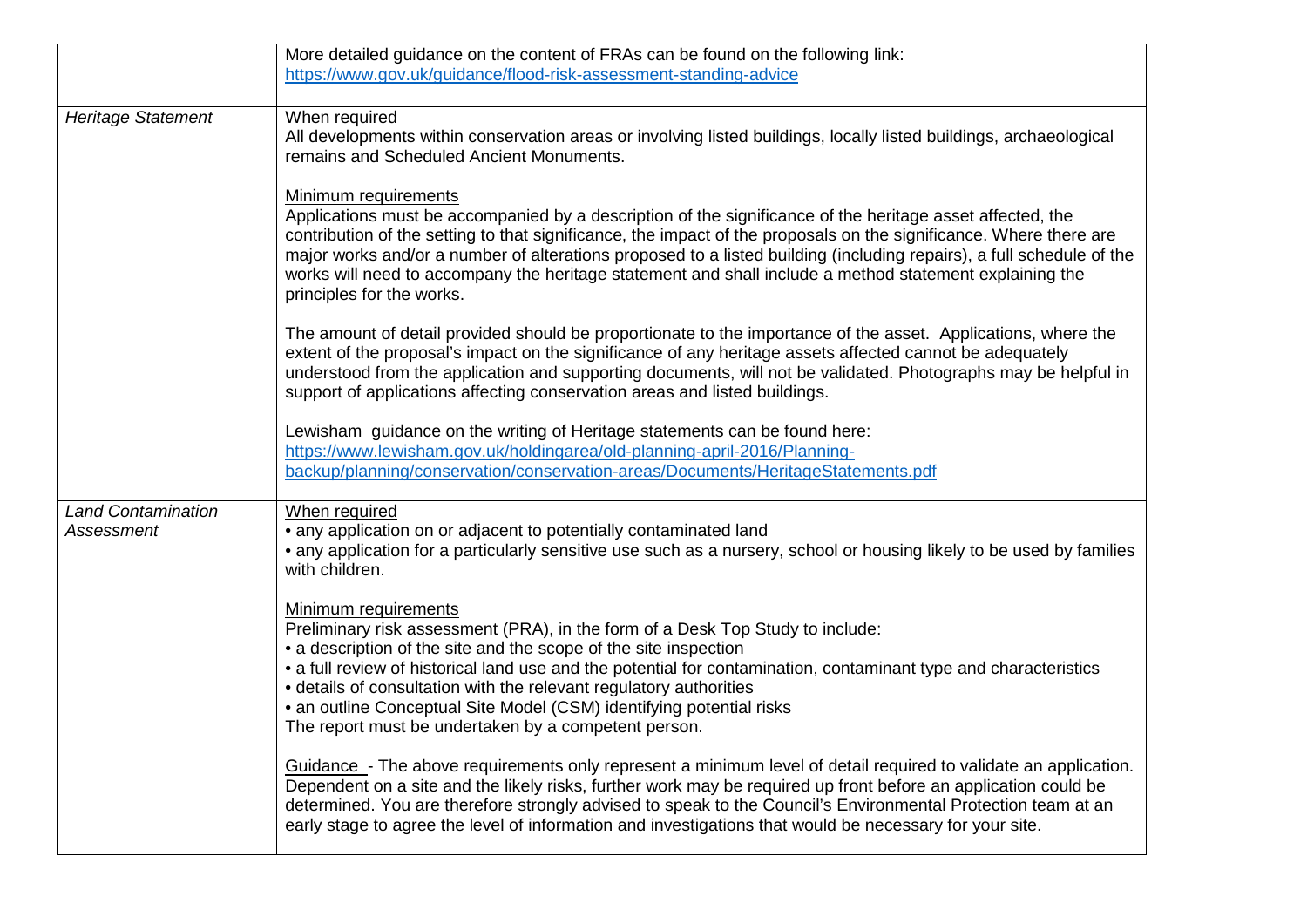| | |
|---|---|
| | More detailed guidance on the content of FRAs can be found on the following link:<br>https://www.gov.uk/guidance/flood-risk-assessment-standing-advice |
| *Heritage Statement* | When required<br>All developments within conservation areas or involving listed buildings, locally listed buildings, archaeological remains and Scheduled Ancient Monuments.<br><br>Minimum requirements<br>Applications must be accompanied by a description of the significance of the heritage asset affected, the contribution of the setting to that significance, the impact of the proposals on the significance. Where there are major works and/or a number of alterations proposed to a listed building (including repairs), a full schedule of the works will need to accompany the heritage statement and shall include a method statement explaining the principles for the works.<br><br>The amount of detail provided should be proportionate to the importance of the asset. Applications, where the extent of the proposal's impact on the significance of any heritage assets affected cannot be adequately understood from the application and supporting documents, will not be validated. Photographs may be helpful in support of applications affecting conservation areas and listed buildings.<br><br>Lewisham guidance on the writing of Heritage statements can be found here:<br>https://www.lewisham.gov.uk/holdingarea/old-planning-april-2016/Planning-backup/planning/conservation/conservation-areas/Documents/HeritageStatements.pdf |
| *Land Contamination Assessment* | When required<br>• any application on or adjacent to potentially contaminated land<br>• any application for a particularly sensitive use such as a nursery, school or housing likely to be used by families with children.<br><br>Minimum requirements<br>Preliminary risk assessment (PRA), in the form of a Desk Top Study to include:<br>• a description of the site and the scope of the site inspection<br>• a full review of historical land use and the potential for contamination, contaminant type and characteristics<br>• details of consultation with the relevant regulatory authorities<br>• an outline Conceptual Site Model (CSM) identifying potential risks<br>The report must be undertaken by a competent person.<br><br>Guidance - The above requirements only represent a minimum level of detail required to validate an application. Dependent on a site and the likely risks, further work may be required up front before an application could be determined. You are therefore strongly advised to speak to the Council's Environmental Protection team at an early stage to agree the level of information and investigations that would be necessary for your site. |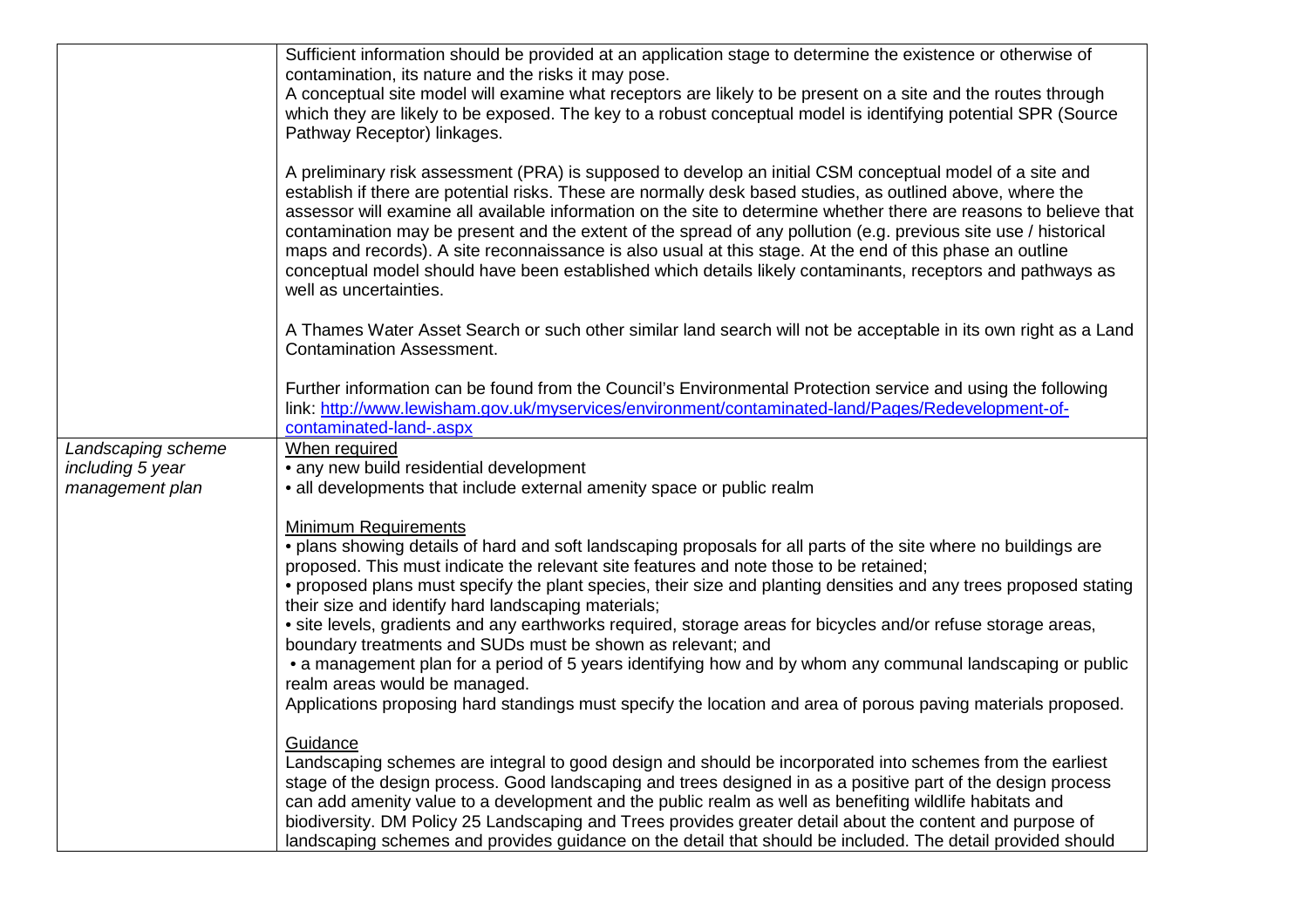| | |
|---|---|
| | Sufficient information should be provided at an application stage to determine the existence or otherwise of contamination, its nature and the risks it may pose.<br>A conceptual site model will examine what receptors are likely to be present on a site and the routes through which they are likely to be exposed. The key to a robust conceptual model is identifying potential SPR (Source Pathway Receptor) linkages.<br><br>A preliminary risk assessment (PRA) is supposed to develop an initial CSM conceptual model of a site and establish if there are potential risks. These are normally desk based studies, as outlined above, where the assessor will examine all available information on the site to determine whether there are reasons to believe that contamination may be present and the extent of the spread of any pollution (e.g. previous site use / historical maps and records). A site reconnaissance is also usual at this stage. At the end of this phase an outline conceptual model should have been established which details likely contaminants, receptors and pathways as well as uncertainties.<br><br>A Thames Water Asset Search or such other similar land search will not be acceptable in its own right as a Land Contamination Assessment.<br><br>Further information can be found from the Council's Environmental Protection service and using the following link: [http://www.lewisham.gov.uk/myservices/environment/contaminated-land/Pages/Redevelopment-of-contaminated-land-.aspx](http://www.lewisham.gov.uk/myservices/environment/contaminated-land/Pages/Redevelopment-of-contaminated-land-.aspx) |
| *Landscaping scheme including 5 year management plan* | <u>When required</u><br>• any new build residential development<br>• all developments that include external amenity space or public realm<br><br><u>Minimum Requirements</u><br>• plans showing details of hard and soft landscaping proposals for all parts of the site where no buildings are proposed. This must indicate the relevant site features and note those to be retained;<br>• proposed plans must specify the plant species, their size and planting densities and any trees proposed stating their size and identify hard landscaping materials;<br>• site levels, gradients and any earthworks required, storage areas for bicycles and/or refuse storage areas, boundary treatments and SUDs must be shown as relevant; and<br>• a management plan for a period of 5 years identifying how and by whom any communal landscaping or public realm areas would be managed.<br>Applications proposing hard standings must specify the location and area of porous paving materials proposed.<br><br><u>Guidance</u><br>Landscaping schemes are integral to good design and should be incorporated into schemes from the earliest stage of the design process. Good landscaping and trees designed in as a positive part of the design process can add amenity value to a development and the public realm as well as benefiting wildlife habitats and biodiversity. DM Policy 25 Landscaping and Trees provides greater detail about the content and purpose of landscaping schemes and provides guidance on the detail that should be included. The detail provided should |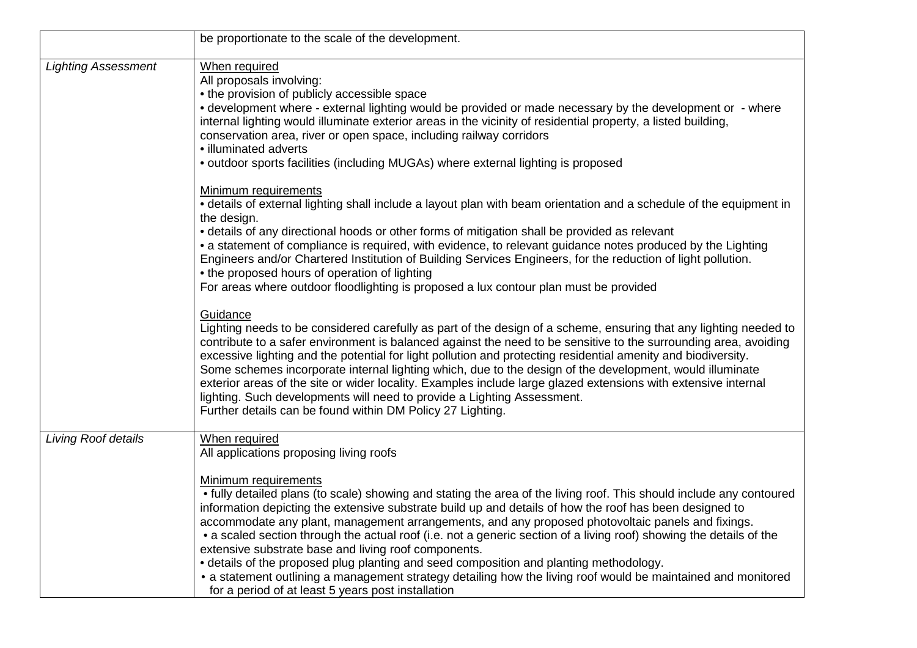| | |
|---|---|
| | be proportionate to the scale of the development. |
| *Lighting Assessment* | When required<br>All proposals involving:<br>• the provision of publicly accessible space<br>• development where - external lighting would be provided or made necessary by the development or - where internal lighting would illuminate exterior areas in the vicinity of residential property, a listed building, conservation area, river or open space, including railway corridors<br>• illuminated adverts<br>• outdoor sports facilities (including MUGAs) where external lighting is proposed<br><br>Minimum requirements<br>• details of external lighting shall include a layout plan with beam orientation and a schedule of the equipment in the design.<br>• details of any directional hoods or other forms of mitigation shall be provided as relevant<br>• a statement of compliance is required, with evidence, to relevant guidance notes produced by the Lighting Engineers and/or Chartered Institution of Building Services Engineers, for the reduction of light pollution.<br>• the proposed hours of operation of lighting<br>For areas where outdoor floodlighting is proposed a lux contour plan must be provided<br><br>Guidance<br>Lighting needs to be considered carefully as part of the design of a scheme, ensuring that any lighting needed to contribute to a safer environment is balanced against the need to be sensitive to the surrounding area, avoiding excessive lighting and the potential for light pollution and protecting residential amenity and biodiversity.<br>Some schemes incorporate internal lighting which, due to the design of the development, would illuminate exterior areas of the site or wider locality. Examples include large glazed extensions with extensive internal lighting. Such developments will need to provide a Lighting Assessment.<br>Further details can be found within DM Policy 27 Lighting. |
| *Living Roof details* | When required<br>All applications proposing living roofs<br><br>Minimum requirements<br>• fully detailed plans (to scale) showing and stating the area of the living roof. This should include any contoured information depicting the extensive substrate build up and details of how the roof has been designed to accommodate any plant, management arrangements, and any proposed photovoltaic panels and fixings.<br>• a scaled section through the actual roof (i.e. not a generic section of a living roof) showing the details of the extensive substrate base and living roof components.<br>• details of the proposed plug planting and seed composition and planting methodology.<br>• a statement outlining a management strategy detailing how the living roof would be maintained and monitored for a period of at least 5 years post installation |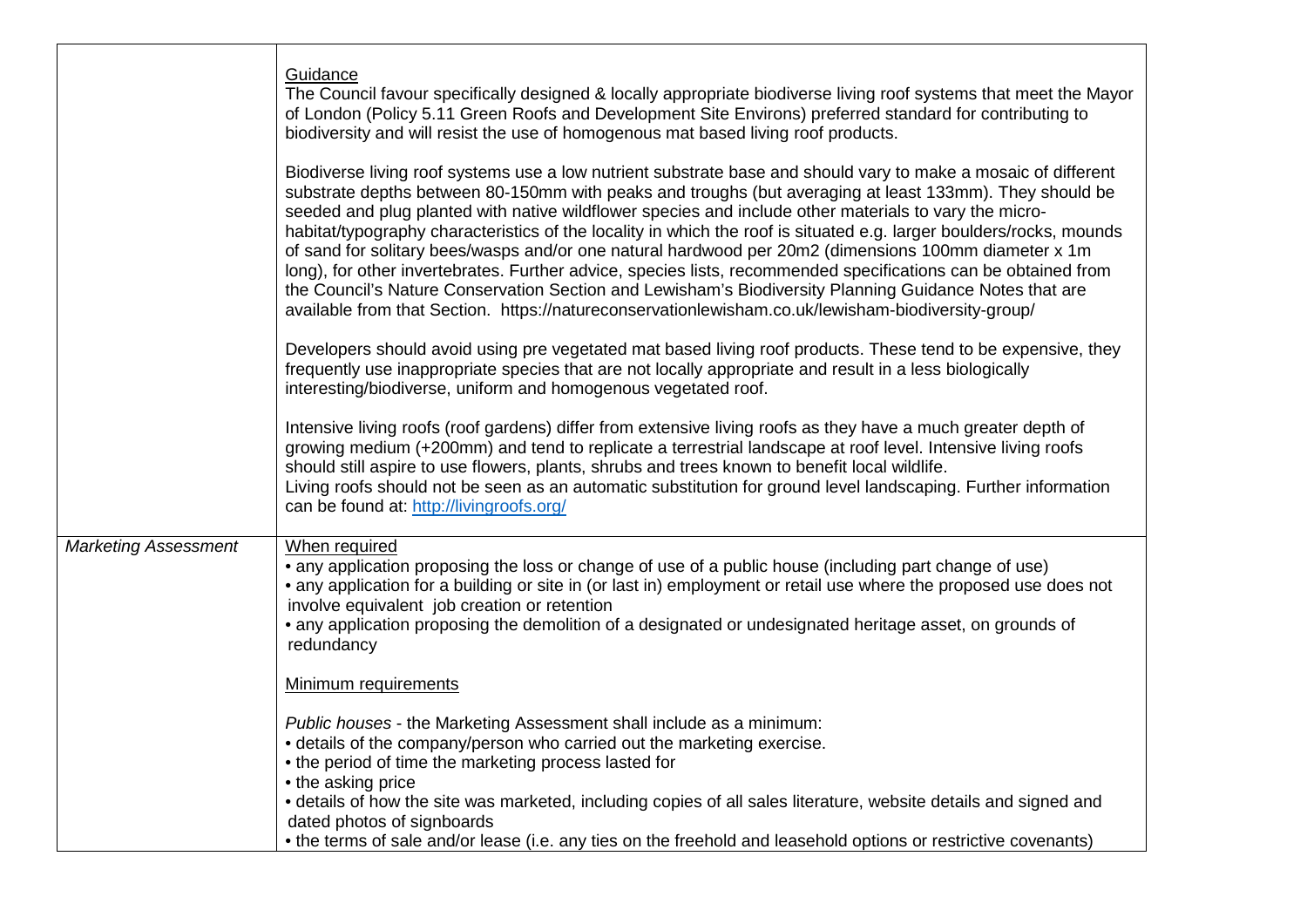| | |
|---|---|
| | Guidance<br>The Council favour specifically designed & locally appropriate biodiverse living roof systems that meet the Mayor of London (Policy 5.11 Green Roofs and Development Site Environs) preferred standard for contributing to biodiversity and will resist the use of homogenous mat based living roof products.<br><br>Biodiverse living roof systems use a low nutrient substrate base and should vary to make a mosaic of different substrate depths between 80-150mm with peaks and troughs (but averaging at least 133mm). They should be seeded and plug planted with native wildflower species and include other materials to vary the micro-habitat/typography characteristics of the locality in which the roof is situated e.g. larger boulders/rocks, mounds of sand for solitary bees/wasps and/or one natural hardwood per 20m2 (dimensions 100mm diameter x 1m long), for other invertebrates. Further advice, species lists, recommended specifications can be obtained from the Council's Nature Conservation Section and Lewisham's Biodiversity Planning Guidance Notes that are available from that Section. https://natureconservationlewisham.co.uk/lewisham-biodiversity-group/<br><br>Developers should avoid using pre vegetated mat based living roof products. These tend to be expensive, they frequently use inappropriate species that are not locally appropriate and result in a less biologically interesting/biodiverse, uniform and homogenous vegetated roof.<br><br>Intensive living roofs (roof gardens) differ from extensive living roofs as they have a much greater depth of growing medium (+200mm) and tend to replicate a terrestrial landscape at roof level. Intensive living roofs should still aspire to use flowers, plants, shrubs and trees known to benefit local wildlife.<br>Living roofs should not be seen as an automatic substitution for ground level landscaping. Further information can be found at: http://livingroofs.org/ |
| *Marketing Assessment* | When required<br>• any application proposing the loss or change of use of a public house (including part change of use)<br>• any application for a building or site in (or last in) employment or retail use where the proposed use does not involve equivalent job creation or retention<br>• any application proposing the demolition of a designated or undesignated heritage asset, on grounds of redundancy<br><br>Minimum requirements<br><br>*Public houses* - the Marketing Assessment shall include as a minimum:<br>• details of the company/person who carried out the marketing exercise.<br>• the period of time the marketing process lasted for<br>• the asking price<br>• details of how the site was marketed, including copies of all sales literature, website details and signed and dated photos of signboards<br>• the terms of sale and/or lease (i.e. any ties on the freehold and leasehold options or restrictive covenants) |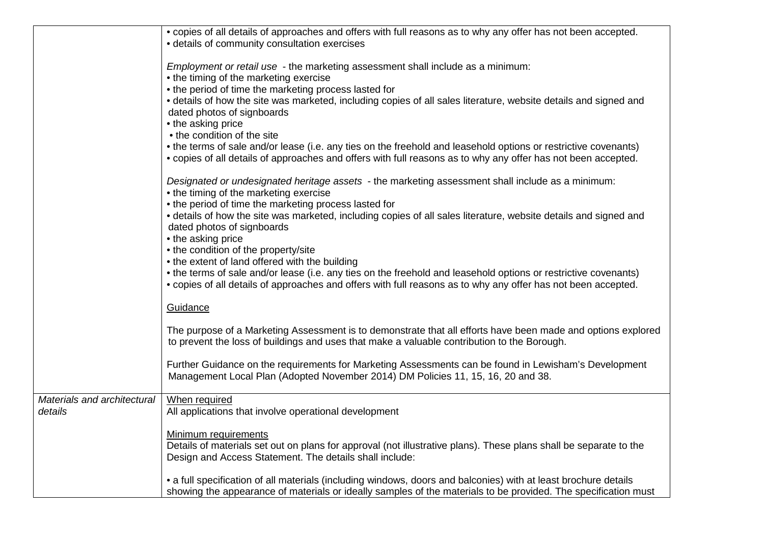| | |
|---|---|
| | • copies of all details of approaches and offers with full reasons as to why any offer has not been accepted.<br>• details of community consultation exercises<br><br>*Employment or retail use* - the marketing assessment shall include as a minimum:<br>• the timing of the marketing exercise<br>• the period of time the marketing process lasted for<br>• details of how the site was marketed, including copies of all sales literature, website details and signed and dated photos of signboards<br>• the asking price<br>• the condition of the site<br>• the terms of sale and/or lease (i.e. any ties on the freehold and leasehold options or restrictive covenants)<br>• copies of all details of approaches and offers with full reasons as to why any offer has not been accepted.<br><br>*Designated or undesignated heritage assets* - the marketing assessment shall include as a minimum:<br>• the timing of the marketing exercise<br>• the period of time the marketing process lasted for<br>• details of how the site was marketed, including copies of all sales literature, website details and signed and dated photos of signboards<br>• the asking price<br>• the condition of the property/site<br>• the extent of land offered with the building<br>• the terms of sale and/or lease (i.e. any ties on the freehold and leasehold options or restrictive covenants)<br>• copies of all details of approaches and offers with full reasons as to why any offer has not been accepted.<br><br>Guidance<br><br>The purpose of a Marketing Assessment is to demonstrate that all efforts have been made and options explored to prevent the loss of buildings and uses that make a valuable contribution to the Borough.<br><br>Further Guidance on the requirements for Marketing Assessments can be found in Lewisham's Development Management Local Plan (Adopted November 2014) DM Policies 11, 15, 16, 20 and 38. |
| *Materials and architectural details* | When required<br>All applications that involve operational development<br><br>Minimum requirements<br>Details of materials set out on plans for approval (not illustrative plans). These plans shall be separate to the Design and Access Statement. The details shall include:<br><br>• a full specification of all materials (including windows, doors and balconies) with at least brochure details showing the appearance of materials or ideally samples of the materials to be provided. The specification must |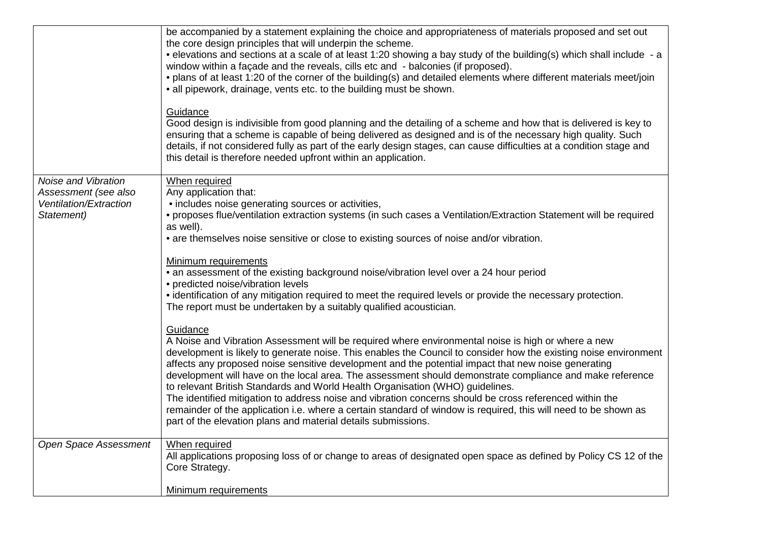| | |
|---|---|
| | be accompanied by a statement explaining the choice and appropriateness of materials proposed and set out the core design principles that will underpin the scheme.<br>• elevations and sections at a scale of at least 1:20 showing a bay study of the building(s) which shall include - a window within a façade and the reveals, cills etc and - balconies (if proposed).<br>• plans of at least 1:20 of the corner of the building(s) and detailed elements where different materials meet/join<br>• all pipework, drainage, vents etc. to the building must be shown.<br><br><u>Guidance</u><br>Good design is indivisible from good planning and the detailing of a scheme and how that is delivered is key to ensuring that a scheme is capable of being delivered as designed and is of the necessary high quality. Such details, if not considered fully as part of the early design stages, can cause difficulties at a condition stage and this detail is therefore needed upfront within an application. |
| *Noise and Vibration Assessment (see also Ventilation/Extraction Statement)* | <u>When required</u><br>Any application that:<br>• includes noise generating sources or activities,<br>• proposes flue/ventilation extraction systems (in such cases a Ventilation/Extraction Statement will be required as well).<br>• are themselves noise sensitive or close to existing sources of noise and/or vibration.<br><br><u>Minimum requirements</u><br>• an assessment of the existing background noise/vibration level over a 24 hour period<br>• predicted noise/vibration levels<br>• identification of any mitigation required to meet the required levels or provide the necessary protection.<br>The report must be undertaken by a suitably qualified acoustician.<br><br><u>Guidance</u><br>A Noise and Vibration Assessment will be required where environmental noise is high or where a new development is likely to generate noise. This enables the Council to consider how the existing noise environment affects any proposed noise sensitive development and the potential impact that new noise generating development will have on the local area. The assessment should demonstrate compliance and make reference to relevant British Standards and World Health Organisation (WHO) guidelines.<br>The identified mitigation to address noise and vibration concerns should be cross referenced within the remainder of the application i.e. where a certain standard of window is required, this will need to be shown as part of the elevation plans and material details submissions. |
| *Open Space Assessment* | <u>When required</u><br>All applications proposing loss of or change to areas of designated open space as defined by Policy CS 12 of the Core Strategy.<br><br><u>Minimum requirements</u> |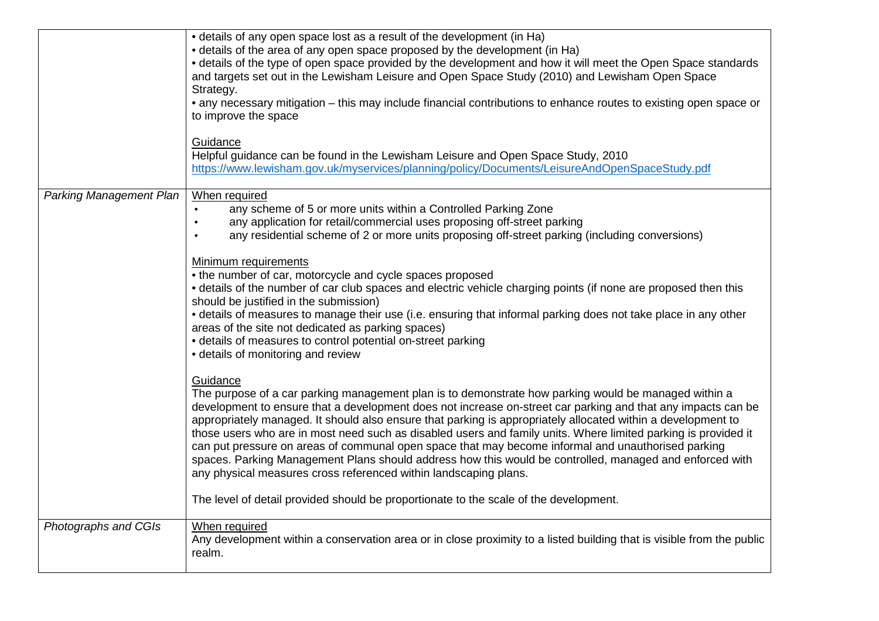| | |
|---|---|
| | • details of any open space lost as a result of the development (in Ha)<br>• details of the area of any open space proposed by the development (in Ha)<br>• details of the type of open space provided by the development and how it will meet the Open Space standards and targets set out in the Lewisham Leisure and Open Space Study (2010) and Lewisham Open Space Strategy.<br>• any necessary mitigation – this may include financial contributions to enhance routes to existing open space or to improve the space<br><br>Guidance<br>Helpful guidance can be found in the Lewisham Leisure and Open Space Study, 2010<br>https://www.lewisham.gov.uk/myservices/planning/policy/Documents/LeisureAndOpenSpaceStudy.pdf |
| *Parking Management Plan* | When required<br>• any scheme of 5 or more units within a Controlled Parking Zone<br>• any application for retail/commercial uses proposing off-street parking<br>• any residential scheme of 2 or more units proposing off-street parking (including conversions)<br><br>Minimum requirements<br>• the number of car, motorcycle and cycle spaces proposed<br>• details of the number of car club spaces and electric vehicle charging points (if none are proposed then this should be justified in the submission)<br>• details of measures to manage their use (i.e. ensuring that informal parking does not take place in any other areas of the site not dedicated as parking spaces)<br>• details of measures to control potential on-street parking<br>• details of monitoring and review<br><br>Guidance<br>The purpose of a car parking management plan is to demonstrate how parking would be managed within a development to ensure that a development does not increase on-street car parking and that any impacts can be appropriately managed. It should also ensure that parking is appropriately allocated within a development to those users who are in most need such as disabled users and family units. Where limited parking is provided it can put pressure on areas of communal open space that may become informal and unauthorised parking spaces. Parking Management Plans should address how this would be controlled, managed and enforced with any physical measures cross referenced within landscaping plans.<br><br>The level of detail provided should be proportionate to the scale of the development. |
| *Photographs and CGIs* | When required<br>Any development within a conservation area or in close proximity to a listed building that is visible from the public realm. |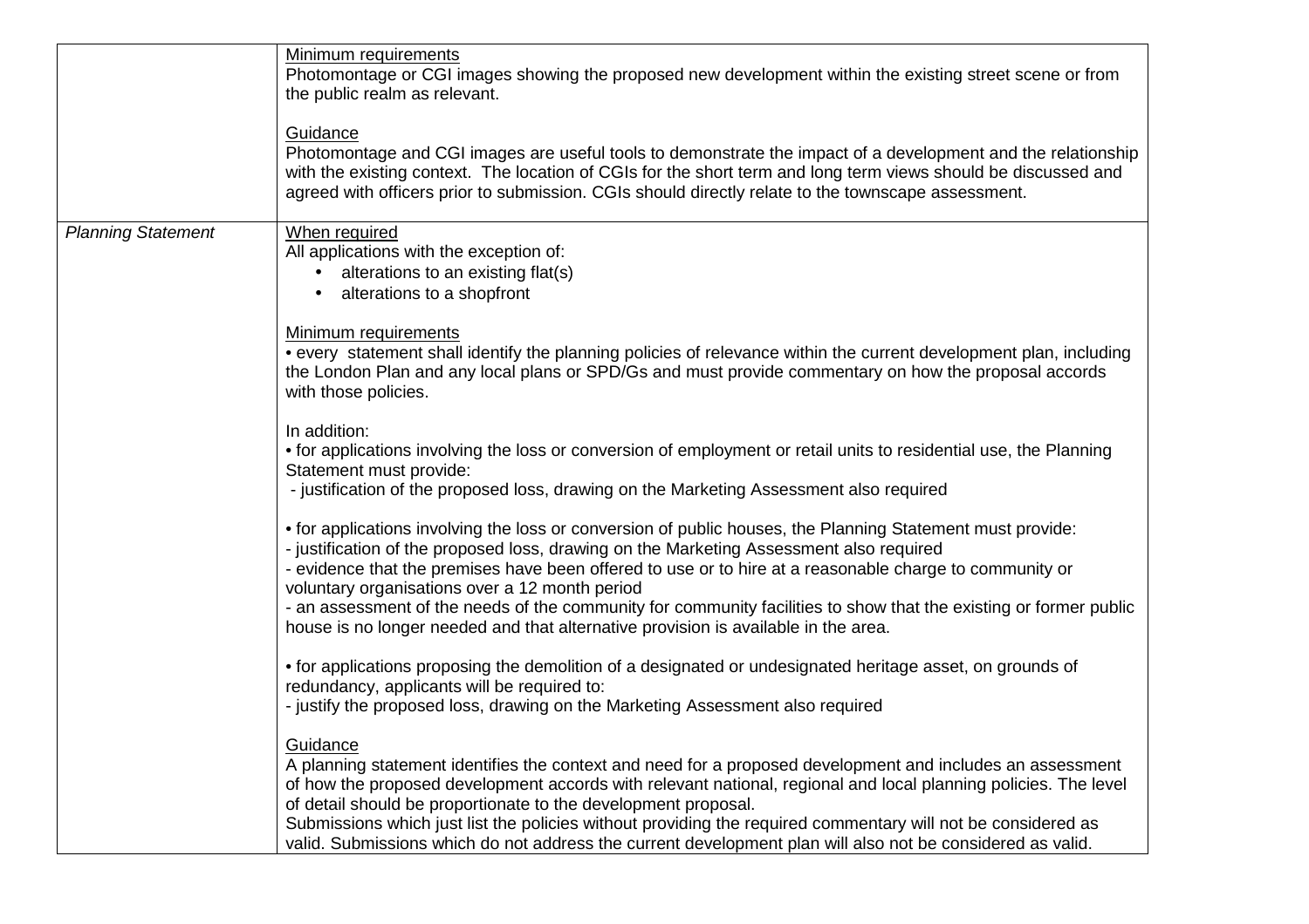| | |
|---|---|
| | Minimum requirements<br>Photomontage or CGI images showing the proposed new development within the existing street scene or from the public realm as relevant.<br><br>Guidance<br>Photomontage and CGI images are useful tools to demonstrate the impact of a development and the relationship with the existing context. The location of CGIs for the short term and long term views should be discussed and agreed with officers prior to submission. CGIs should directly relate to the townscape assessment. |
| *Planning Statement* | When required<br>All applications with the exception of:<br>• alterations to an existing flat(s)<br>• alterations to a shopfront<br><br>Minimum requirements<br>• every statement shall identify the planning policies of relevance within the current development plan, including the London Plan and any local plans or SPD/Gs and must provide commentary on how the proposal accords with those policies.<br><br>In addition:<br>• for applications involving the loss or conversion of employment or retail units to residential use, the Planning Statement must provide:<br>- justification of the proposed loss, drawing on the Marketing Assessment also required<br><br>• for applications involving the loss or conversion of public houses, the Planning Statement must provide:<br>- justification of the proposed loss, drawing on the Marketing Assessment also required<br>- evidence that the premises have been offered to use or to hire at a reasonable charge to community or voluntary organisations over a 12 month period<br>- an assessment of the needs of the community for community facilities to show that the existing or former public house is no longer needed and that alternative provision is available in the area.<br><br>• for applications proposing the demolition of a designated or undesignated heritage asset, on grounds of redundancy, applicants will be required to:<br>- justify the proposed loss, drawing on the Marketing Assessment also required<br><br>Guidance<br>A planning statement identifies the context and need for a proposed development and includes an assessment of how the proposed development accords with relevant national, regional and local planning policies. The level of detail should be proportionate to the development proposal.<br>Submissions which just list the policies without providing the required commentary will not be considered as valid. Submissions which do not address the current development plan will also not be considered as valid. |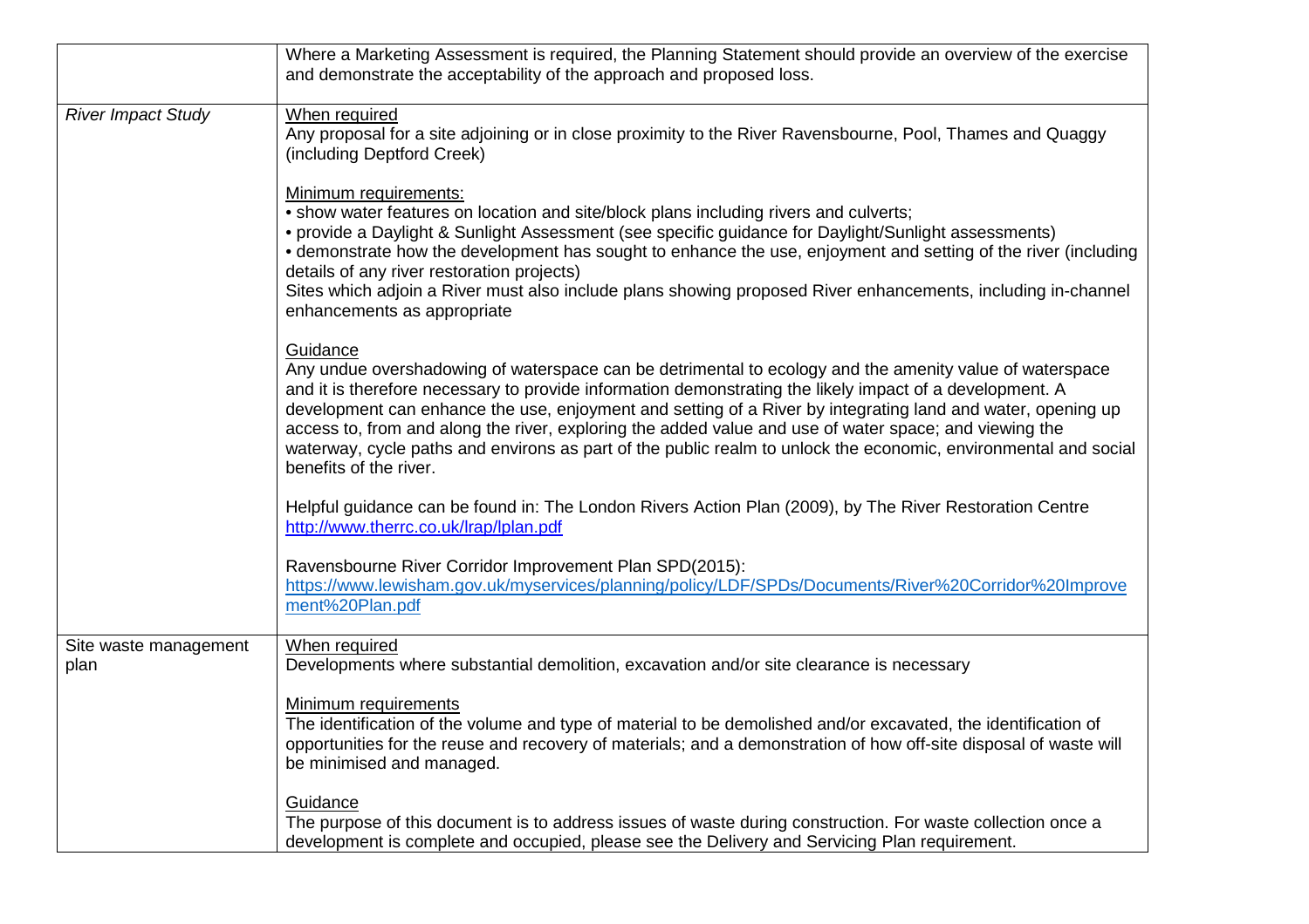| | |
|---|---|
| | Where a Marketing Assessment is required, the Planning Statement should provide an overview of the exercise and demonstrate the acceptability of the approach and proposed loss. |
| *River Impact Study* | When required<br>Any proposal for a site adjoining or in close proximity to the River Ravensbourne, Pool, Thames and Quaggy (including Deptford Creek)<br><br>Minimum requirements:<br>• show water features on location and site/block plans including rivers and culverts;<br>• provide a Daylight & Sunlight Assessment (see specific guidance for Daylight/Sunlight assessments)<br>• demonstrate how the development has sought to enhance the use, enjoyment and setting of the river (including details of any river restoration projects)<br>Sites which adjoin a River must also include plans showing proposed River enhancements, including in-channel enhancements as appropriate<br><br>Guidance<br>Any undue overshadowing of waterspace can be detrimental to ecology and the amenity value of waterspace and it is therefore necessary to provide information demonstrating the likely impact of a development. A development can enhance the use, enjoyment and setting of a River by integrating land and water, opening up access to, from and along the river, exploring the added value and use of water space; and viewing the waterway, cycle paths and environs as part of the public realm to unlock the economic, environmental and social benefits of the river.<br><br>Helpful guidance can be found in: The London Rivers Action Plan (2009), by The River Restoration Centre http://www.therrc.co.uk/lrap/lplan.pdf<br><br>Ravensbourne River Corridor Improvement Plan SPD(2015):<br>https://www.lewisham.gov.uk/myservices/planning/policy/LDF/SPDs/Documents/River%20Corridor%20Improvement%20Plan.pdf |
| Site waste management plan | When required<br>Developments where substantial demolition, excavation and/or site clearance is necessary<br><br>Minimum requirements<br>The identification of the volume and type of material to be demolished and/or excavated, the identification of opportunities for the reuse and recovery of materials; and a demonstration of how off-site disposal of waste will be minimised and managed.<br><br>Guidance<br>The purpose of this document is to address issues of waste during construction. For waste collection once a development is complete and occupied, please see the Delivery and Servicing Plan requirement. |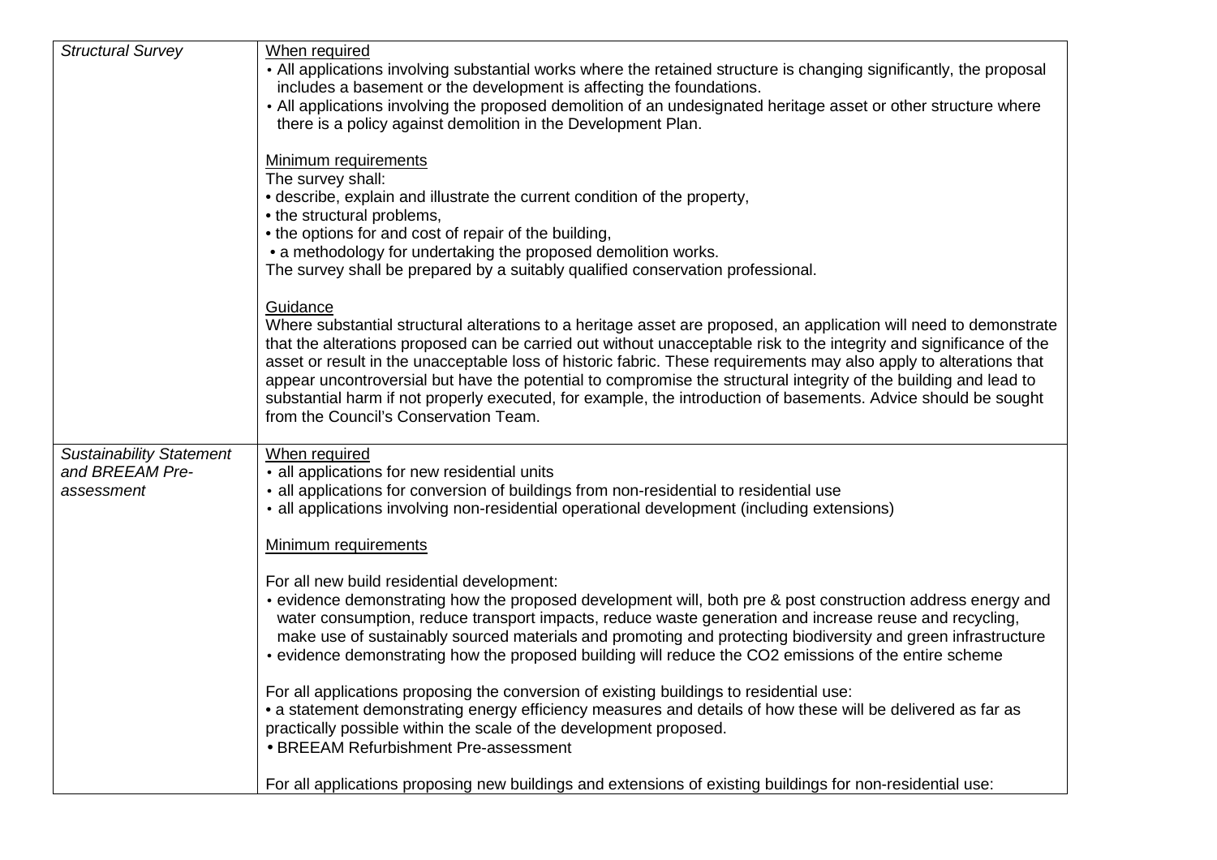| | |
|---|---|
| *Structural Survey* | When required<br>• All applications involving substantial works where the retained structure is changing significantly, the proposal includes a basement or the development is affecting the foundations.<br>• All applications involving the proposed demolition of an undesignated heritage asset or other structure where there is a policy against demolition in the Development Plan.<br><br>Minimum requirements<br>The survey shall:<br>• describe, explain and illustrate the current condition of the property,<br>• the structural problems,<br>• the options for and cost of repair of the building,<br>• a methodology for undertaking the proposed demolition works.<br>The survey shall be prepared by a suitably qualified conservation professional.<br><br>Guidance<br>Where substantial structural alterations to a heritage asset are proposed, an application will need to demonstrate that the alterations proposed can be carried out without unacceptable risk to the integrity and significance of the asset or result in the unacceptable loss of historic fabric. These requirements may also apply to alterations that appear uncontroversial but have the potential to compromise the structural integrity of the building and lead to substantial harm if not properly executed, for example, the introduction of basements. Advice should be sought from the Council's Conservation Team. |
| *Sustainability Statement and BREEAM Pre-assessment* | When required<br>• all applications for new residential units<br>• all applications for conversion of buildings from non-residential to residential use<br>• all applications involving non-residential operational development (including extensions)<br><br>Minimum requirements<br><br>For all new build residential development:<br>• evidence demonstrating how the proposed development will, both pre & post construction address energy and water consumption, reduce transport impacts, reduce waste generation and increase reuse and recycling, make use of sustainably sourced materials and promoting and protecting biodiversity and green infrastructure<br>• evidence demonstrating how the proposed building will reduce the $CO_2$ emissions of the entire scheme<br><br>For all applications proposing the conversion of existing buildings to residential use:<br>• a statement demonstrating energy efficiency measures and details of how these will be delivered as far as practically possible within the scale of the development proposed.<br>• BREEAM Refurbishment Pre-assessment<br><br>For all applications proposing new buildings and extensions of existing buildings for non-residential use: |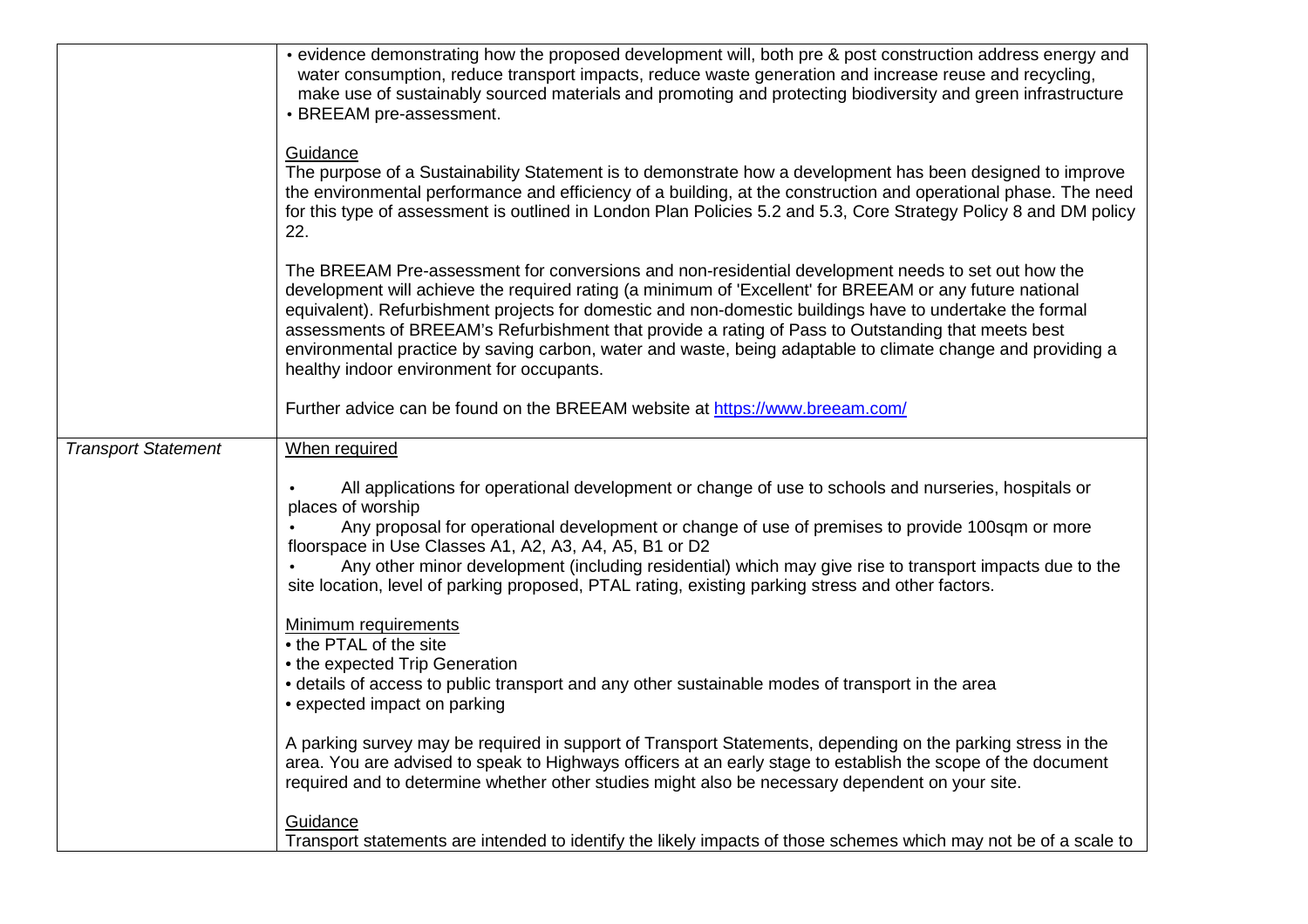| | |
|---|---|
| | • evidence demonstrating how the proposed development will, both pre & post construction address energy and water consumption, reduce transport impacts, reduce waste generation and increase reuse and recycling, make use of sustainably sourced materials and promoting and protecting biodiversity and green infrastructure<br>• BREEAM pre-assessment.<br><br><u>Guidance</u><br>The purpose of a Sustainability Statement is to demonstrate how a development has been designed to improve the environmental performance and efficiency of a building, at the construction and operational phase. The need for this type of assessment is outlined in London Plan Policies 5.2 and 5.3, Core Strategy Policy 8 and DM policy 22.<br><br>The BREEAM Pre-assessment for conversions and non-residential development needs to set out how the development will achieve the required rating (a minimum of 'Excellent' for BREEAM or any future national equivalent). Refurbishment projects for domestic and non-domestic buildings have to undertake the formal assessments of BREEAM's Refurbishment that provide a rating of Pass to Outstanding that meets best environmental practice by saving carbon, water and waste, being adaptable to climate change and providing a healthy indoor environment for occupants.<br><br>Further advice can be found on the BREEAM website at https://www.breeam.com/ |
| *Transport Statement* | <u>When required</u><br><br>• All applications for operational development or change of use to schools and nurseries, hospitals or places of worship<br>• Any proposal for operational development or change of use of premises to provide 100sqm or more floorspace in Use Classes A1, A2, A3, A4, A5, B1 or D2<br>• Any other minor development (including residential) which may give rise to transport impacts due to the site location, level of parking proposed, PTAL rating, existing parking stress and other factors.<br><br><u>Minimum requirements</u><br>• the PTAL of the site<br>• the expected Trip Generation<br>• details of access to public transport and any other sustainable modes of transport in the area<br>• expected impact on parking<br><br>A parking survey may be required in support of Transport Statements, depending on the parking stress in the area. You are advised to speak to Highways officers at an early stage to establish the scope of the document required and to determine whether other studies might also be necessary dependent on your site.<br><br><u>Guidance</u><br>Transport statements are intended to identify the likely impacts of those schemes which may not be of a scale to |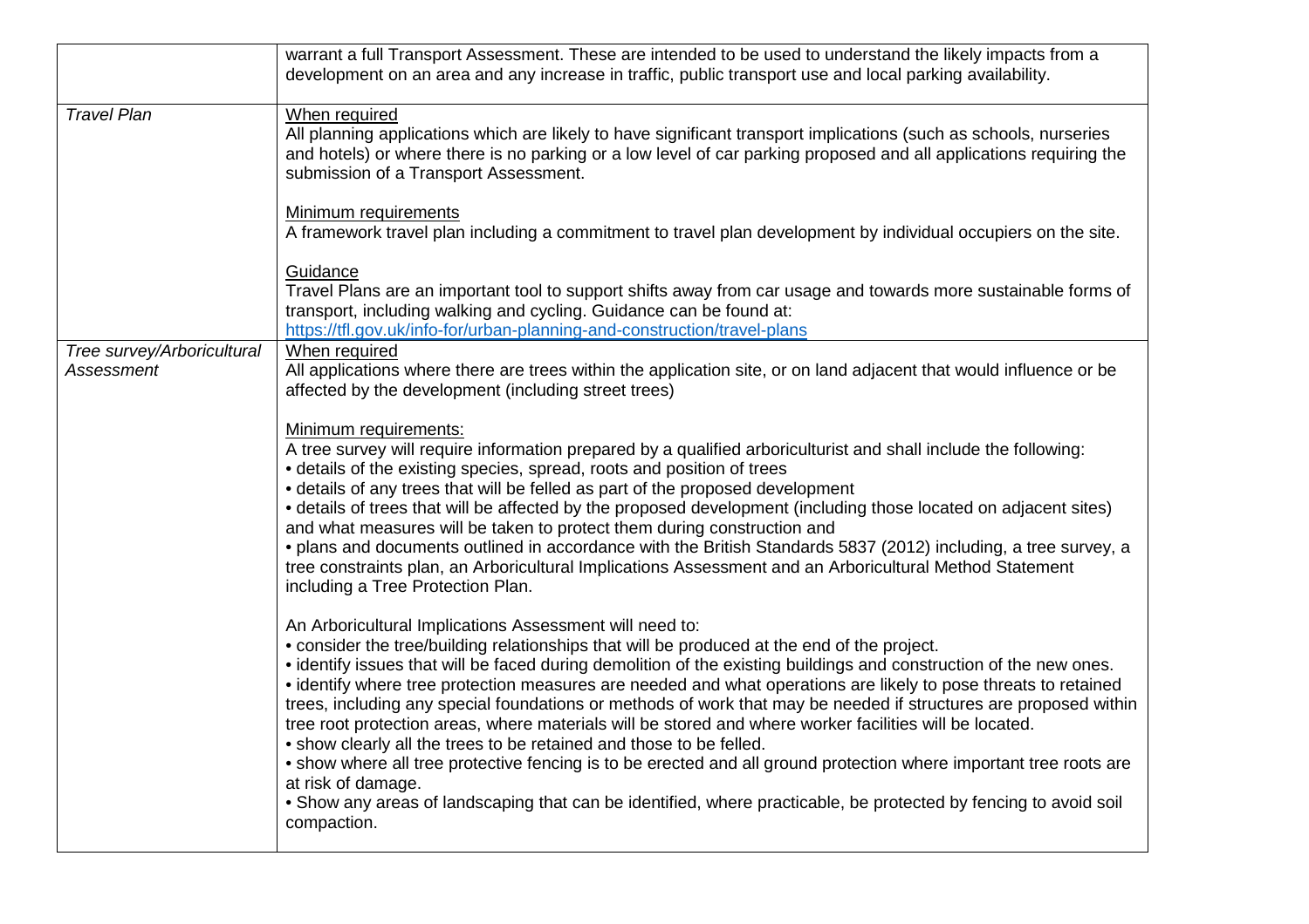| | |
|---|---|
| | warrant a full Transport Assessment. These are intended to be used to understand the likely impacts from a development on an area and any increase in traffic, public transport use and local parking availability. |
| *Travel Plan* | When required<br>All planning applications which are likely to have significant transport implications (such as schools, nurseries and hotels) or where there is no parking or a low level of car parking proposed and all applications requiring the submission of a Transport Assessment.<br><br>Minimum requirements<br>A framework travel plan including a commitment to travel plan development by individual occupiers on the site.<br><br>Guidance<br>Travel Plans are an important tool to support shifts away from car usage and towards more sustainable forms of transport, including walking and cycling. Guidance can be found at:<br>https://tfl.gov.uk/info-for/urban-planning-and-construction/travel-plans |
| *Tree survey/Arboricultural Assessment* | When required<br>All applications where there are trees within the application site, or on land adjacent that would influence or be affected by the development (including street trees)<br><br>Minimum requirements:<br>A tree survey will require information prepared by a qualified arboriculturist and shall include the following:<br>• details of the existing species, spread, roots and position of trees<br>• details of any trees that will be felled as part of the proposed development<br>• details of trees that will be affected by the proposed development (including those located on adjacent sites) and what measures will be taken to protect them during construction and<br>• plans and documents outlined in accordance with the British Standards 5837 (2012) including, a tree survey, a tree constraints plan, an Arboricultural Implications Assessment and an Arboricultural Method Statement including a Tree Protection Plan.<br><br>An Arboricultural Implications Assessment will need to:<br>• consider the tree/building relationships that will be produced at the end of the project.<br>• identify issues that will be faced during demolition of the existing buildings and construction of the new ones.<br>• identify where tree protection measures are needed and what operations are likely to pose threats to retained trees, including any special foundations or methods of work that may be needed if structures are proposed within tree root protection areas, where materials will be stored and where worker facilities will be located.<br>• show clearly all the trees to be retained and those to be felled.<br>• show where all tree protective fencing is to be erected and all ground protection where important tree roots are at risk of damage.<br>• Show any areas of landscaping that can be identified, where practicable, be protected by fencing to avoid soil compaction. |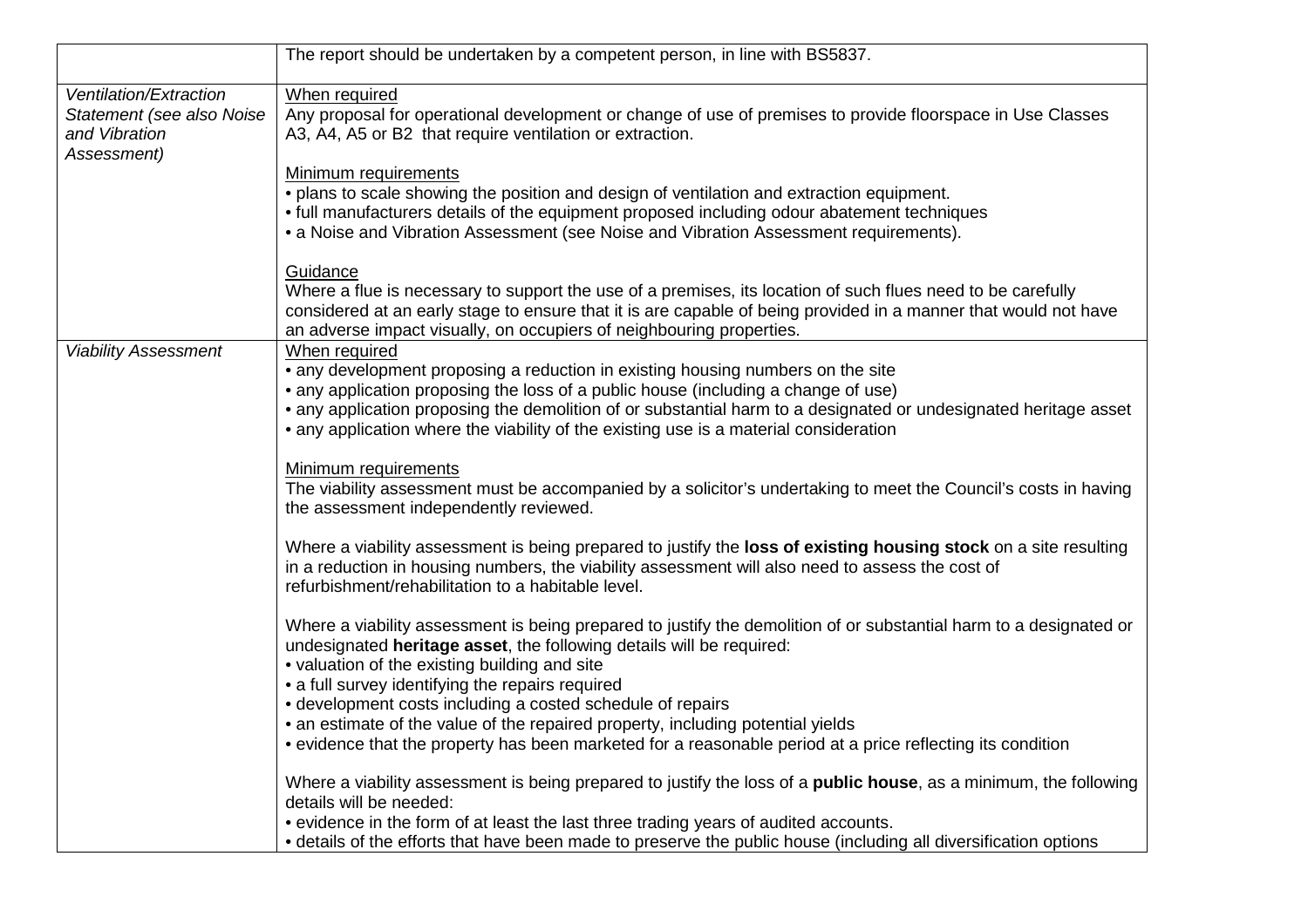| | |
|---|---|
| | The report should be undertaken by a competent person, in line with BS5837. |
| *Ventilation/Extraction Statement (see also Noise and Vibration Assessment)* | When required<br>Any proposal for operational development or change of use of premises to provide floorspace in Use Classes A3, A4, A5 or B2 that require ventilation or extraction.<br><br>Minimum requirements<br>• plans to scale showing the position and design of ventilation and extraction equipment.<br>• full manufacturers details of the equipment proposed including odour abatement techniques<br>• a Noise and Vibration Assessment (see Noise and Vibration Assessment requirements).<br><br>Guidance<br>Where a flue is necessary to support the use of a premises, its location of such flues need to be carefully considered at an early stage to ensure that it is are capable of being provided in a manner that would not have an adverse impact visually, on occupiers of neighbouring properties. |
| *Viability Assessment* | When required<br>• any development proposing a reduction in existing housing numbers on the site<br>• any application proposing the loss of a public house (including a change of use)<br>• any application proposing the demolition of or substantial harm to a designated or undesignated heritage asset<br>• any application where the viability of the existing use is a material consideration<br><br>Minimum requirements<br>The viability assessment must be accompanied by a solicitor's undertaking to meet the Council's costs in having the assessment independently reviewed.<br><br>Where a viability assessment is being prepared to justify the **loss of existing housing stock** on a site resulting in a reduction in housing numbers, the viability assessment will also need to assess the cost of refurbishment/rehabilitation to a habitable level.<br><br>Where a viability assessment is being prepared to justify the demolition of or substantial harm to a designated or undesignated **heritage asset**, the following details will be required:<br>• valuation of the existing building and site<br>• a full survey identifying the repairs required<br>• development costs including a costed schedule of repairs<br>• an estimate of the value of the repaired property, including potential yields<br>• evidence that the property has been marketed for a reasonable period at a price reflecting its condition<br><br>Where a viability assessment is being prepared to justify the loss of a **public house**, as a minimum, the following details will be needed:<br>• evidence in the form of at least the last three trading years of audited accounts.<br>• details of the efforts that have been made to preserve the public house (including all diversification options |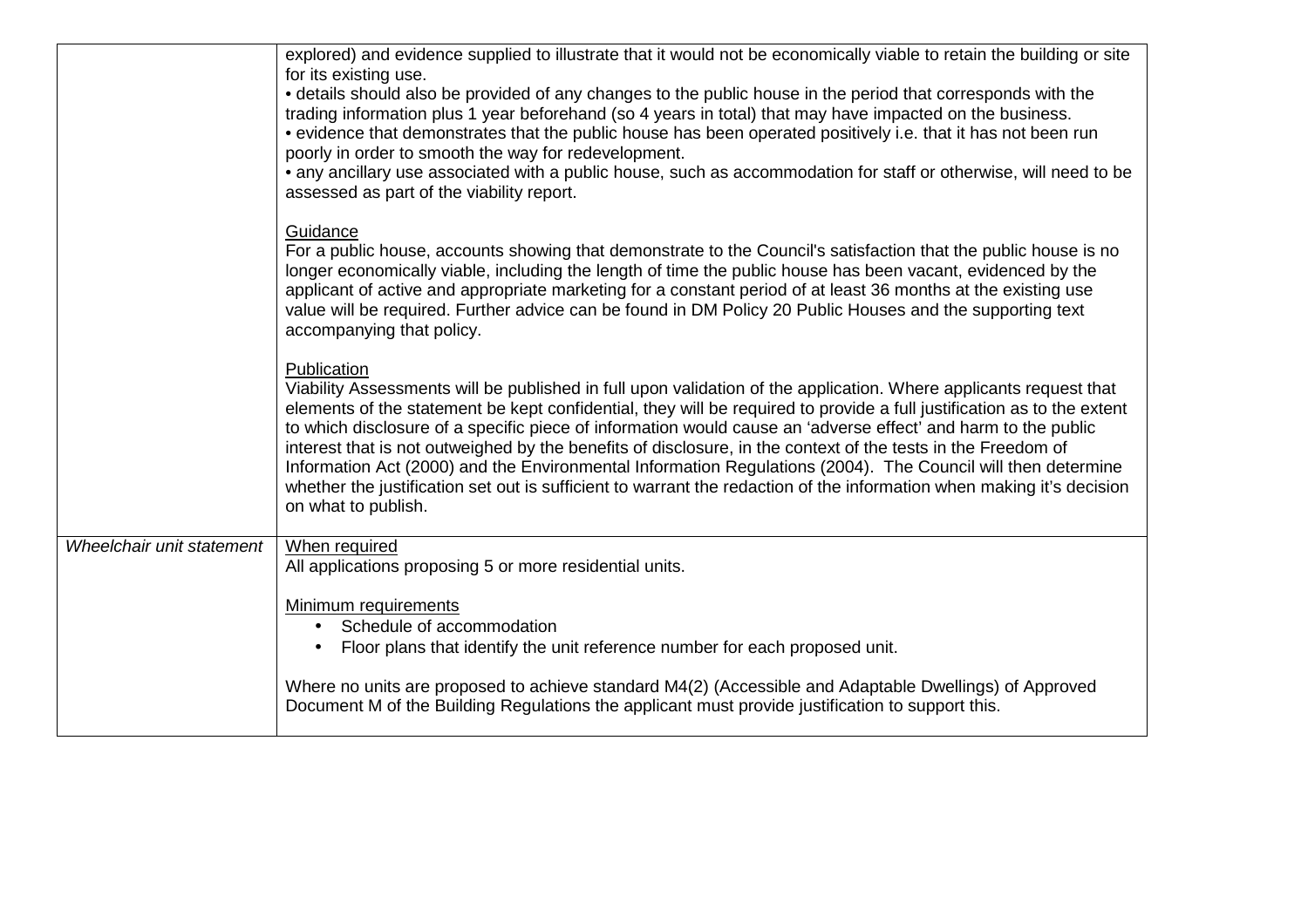| | |
|---|---|
| | explored) and evidence supplied to illustrate that it would not be economically viable to retain the building or site for its existing use.<br>• details should also be provided of any changes to the public house in the period that corresponds with the trading information plus 1 year beforehand (so 4 years in total) that may have impacted on the business.<br>• evidence that demonstrates that the public house has been operated positively i.e. that it has not been run poorly in order to smooth the way for redevelopment.<br>• any ancillary use associated with a public house, such as accommodation for staff or otherwise, will need to be assessed as part of the viability report.<br><br>Guidance<br>For a public house, accounts showing that demonstrate to the Council's satisfaction that the public house is no longer economically viable, including the length of time the public house has been vacant, evidenced by the applicant of active and appropriate marketing for a constant period of at least 36 months at the existing use value will be required. Further advice can be found in DM Policy 20 Public Houses and the supporting text accompanying that policy.<br><br>Publication<br>Viability Assessments will be published in full upon validation of the application. Where applicants request that elements of the statement be kept confidential, they will be required to provide a full justification as to the extent to which disclosure of a specific piece of information would cause an 'adverse effect' and harm to the public interest that is not outweighed by the benefits of disclosure, in the context of the tests in the Freedom of Information Act (2000) and the Environmental Information Regulations (2004). The Council will then determine whether the justification set out is sufficient to warrant the redaction of the information when making it's decision on what to publish. |
| *Wheelchair unit statement* | When required<br>All applications proposing 5 or more residential units.<br><br>Minimum requirements<br>• Schedule of accommodation<br>• Floor plans that identify the unit reference number for each proposed unit.<br><br>Where no units are proposed to achieve standard M4(2) (Accessible and Adaptable Dwellings) of Approved Document M of the Building Regulations the applicant must provide justification to support this. |